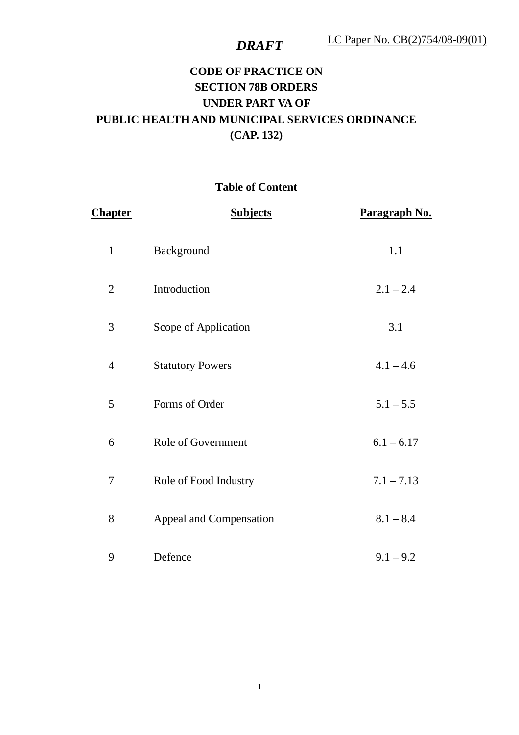LC Paper No. CB(2)754/08-09(01)

***DRAFT***

# CODE OF PRACTICE ON SECTION 78B ORDERS UNDER PART VA OF PUBLIC HEALTH AND MUNICIPAL SERVICES ORDINANCE (CAP. 132)

## Table of Content

| Chapter | Subjects | Paragraph No. |
|---|---|---|
| 1 | Background | 1.1 |
| 2 | Introduction | 2.1 – 2.4 |
| 3 | Scope of Application | 3.1 |
| 4 | Statutory Powers | 4.1 – 4.6 |
| 5 | Forms of Order | 5.1 – 5.5 |
| 6 | Role of Government | 6.1 – 6.17 |
| 7 | Role of Food Industry | 7.1 – 7.13 |
| 8 | Appeal and Compensation | 8.1 – 8.4 |
| 9 | Defence | 9.1 – 9.2 |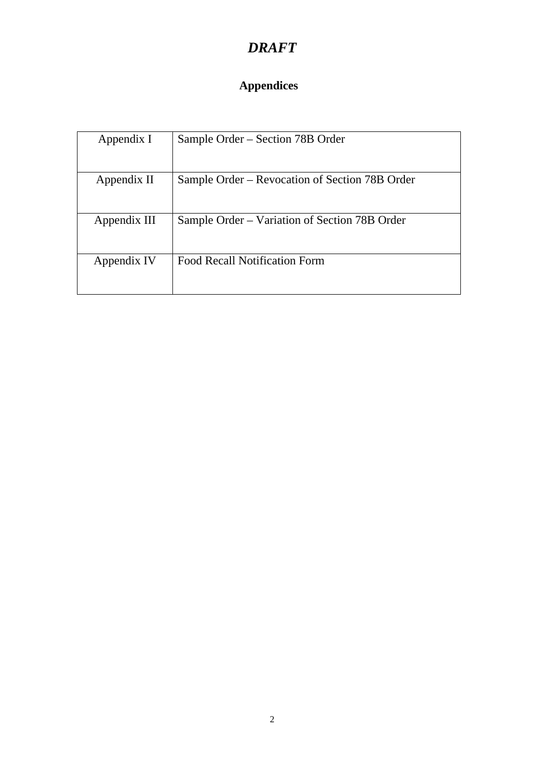*DRAFT*

## Appendices

| | |
|---|---|
| Appendix I | Sample Order – Section 78B Order |
| Appendix II | Sample Order – Revocation of Section 78B Order |
| Appendix III | Sample Order – Variation of Section 78B Order |
| Appendix IV | Food Recall Notification Form |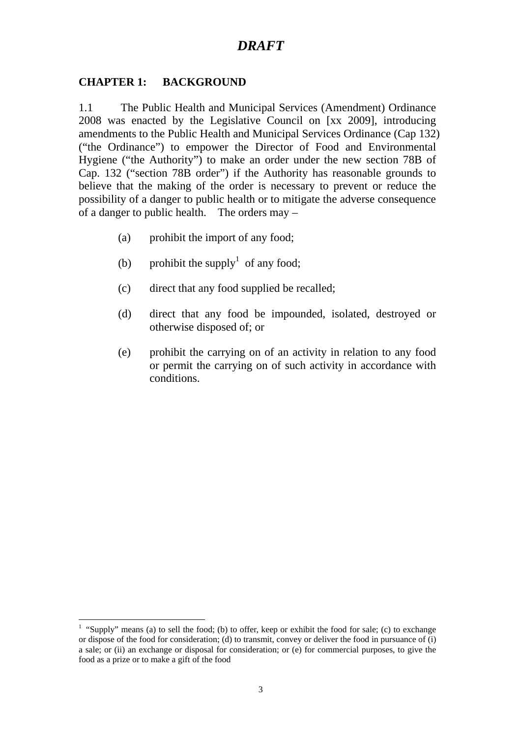*DRAFT*

## CHAPTER 1: BACKGROUND

1.1 The Public Health and Municipal Services (Amendment) Ordinance 2008 was enacted by the Legislative Council on [xx 2009], introducing amendments to the Public Health and Municipal Services Ordinance (Cap 132) ("the Ordinance") to empower the Director of Food and Environmental Hygiene ("the Authority") to make an order under the new section 78B of Cap. 132 ("section 78B order") if the Authority has reasonable grounds to believe that the making of the order is necessary to prevent or reduce the possibility of a danger to public health or to mitigate the adverse consequence of a danger to public health. The orders may –

(a) prohibit the import of any food;

(b) prohibit the supply[1] of any food;

(c) direct that any food supplied be recalled;

(d) direct that any food be impounded, isolated, destroyed or otherwise disposed of; or

(e) prohibit the carrying on of an activity in relation to any food or permit the carrying on of such activity in accordance with conditions.

---

[1] "Supply" means (a) to sell the food; (b) to offer, keep or exhibit the food for sale; (c) to exchange or dispose of the food for consideration; (d) to transmit, convey or deliver the food in pursuance of (i) a sale; or (ii) an exchange or disposal for consideration; or (e) for commercial purposes, to give the food as a prize or to make a gift of the food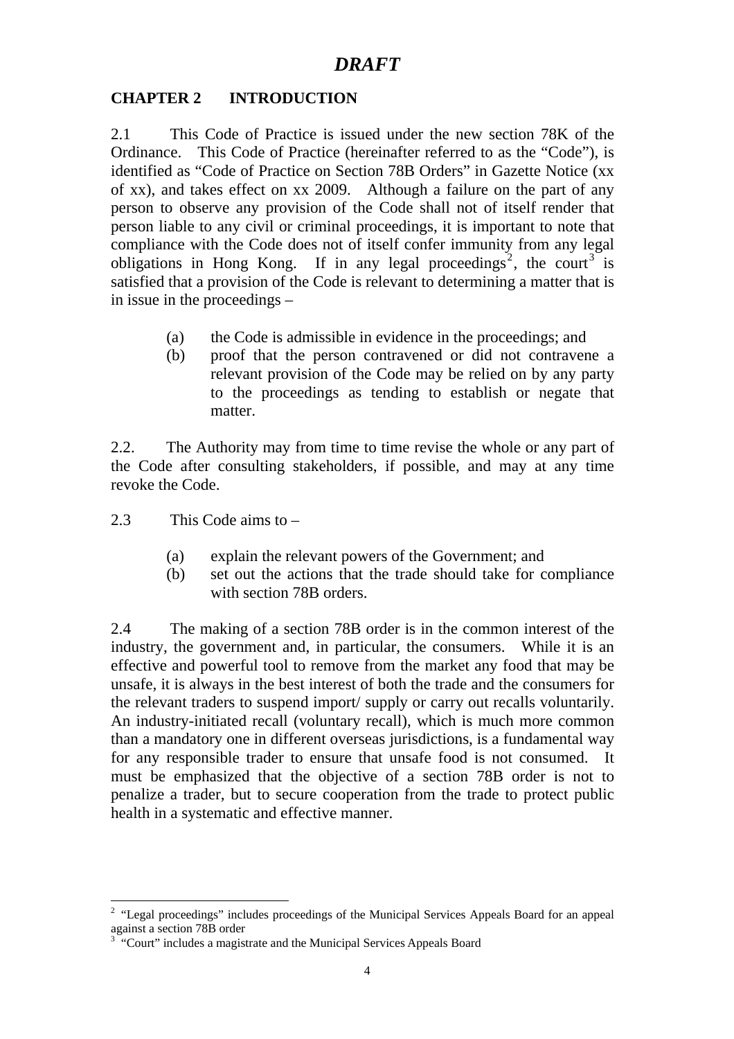*DRAFT*

## CHAPTER 2 INTRODUCTION

2.1 This Code of Practice is issued under the new section 78K of the Ordinance. This Code of Practice (hereinafter referred to as the "Code"), is identified as "Code of Practice on Section 78B Orders" in Gazette Notice (xx of xx), and takes effect on xx 2009. Although a failure on the part of any person to observe any provision of the Code shall not of itself render that person liable to any civil or criminal proceedings, it is important to note that compliance with the Code does not of itself confer immunity from any legal obligations in Hong Kong. If in any legal proceedings[2], the court[3] is satisfied that a provision of the Code is relevant to determining a matter that is in issue in the proceedings –

(a) the Code is admissible in evidence in the proceedings; and
(b) proof that the person contravened or did not contravene a relevant provision of the Code may be relied on by any party to the proceedings as tending to establish or negate that matter.

2.2. The Authority may from time to time revise the whole or any part of the Code after consulting stakeholders, if possible, and may at any time revoke the Code.

2.3 This Code aims to –

(a) explain the relevant powers of the Government; and
(b) set out the actions that the trade should take for compliance with section 78B orders.

2.4 The making of a section 78B order is in the common interest of the industry, the government and, in particular, the consumers. While it is an effective and powerful tool to remove from the market any food that may be unsafe, it is always in the best interest of both the trade and the consumers for the relevant traders to suspend import/ supply or carry out recalls voluntarily. An industry-initiated recall (voluntary recall), which is much more common than a mandatory one in different overseas jurisdictions, is a fundamental way for any responsible trader to ensure that unsafe food is not consumed. It must be emphasized that the objective of a section 78B order is not to penalize a trader, but to secure cooperation from the trade to protect public health in a systematic and effective manner.

---

[2] "Legal proceedings" includes proceedings of the Municipal Services Appeals Board for an appeal against a section 78B order

[3] "Court" includes a magistrate and the Municipal Services Appeals Board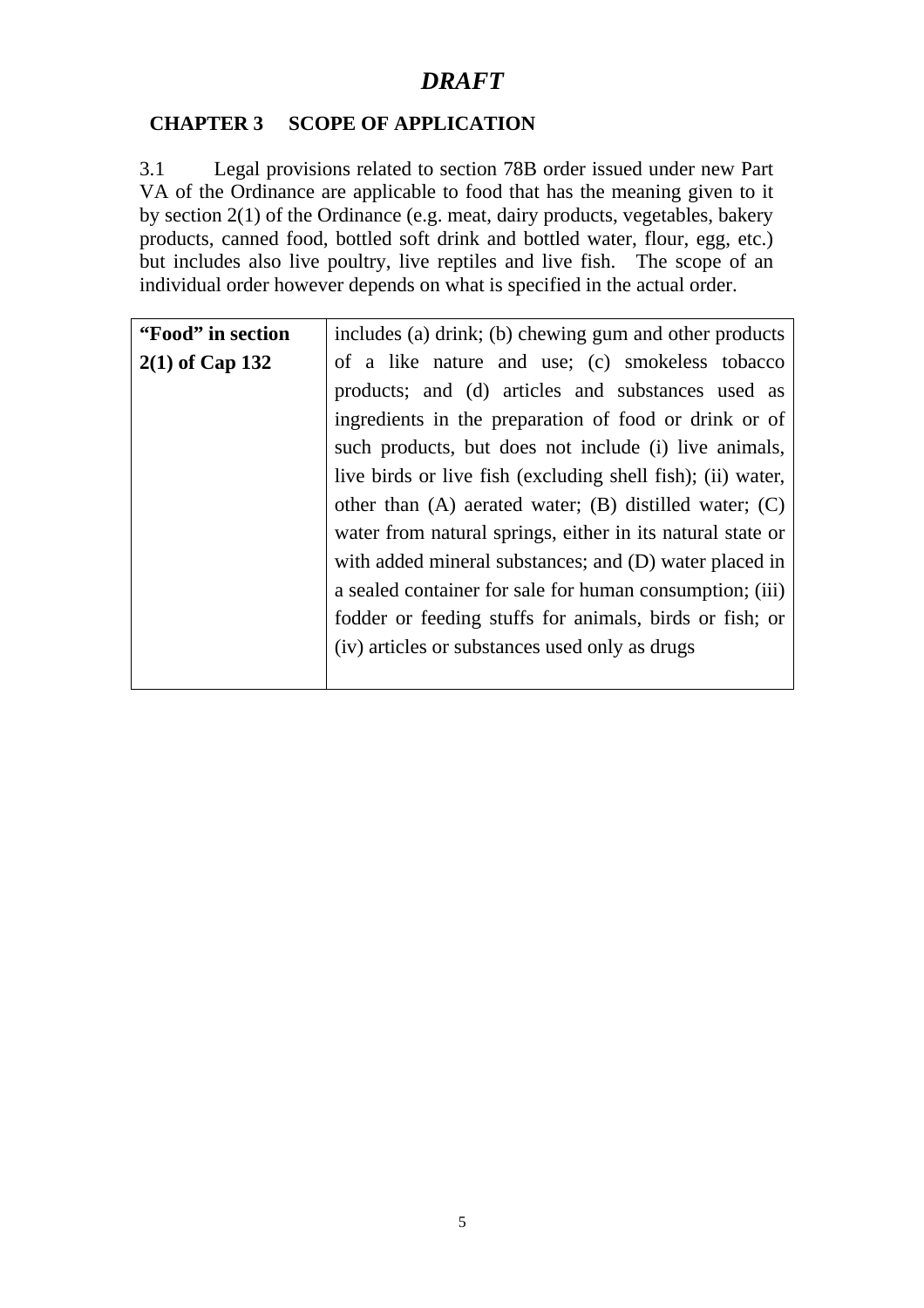*DRAFT*

## CHAPTER 3 SCOPE OF APPLICATION

3.1 Legal provisions related to section 78B order issued under new Part VA of the Ordinance are applicable to food that has the meaning given to it by section 2(1) of the Ordinance (e.g. meat, dairy products, vegetables, bakery products, canned food, bottled soft drink and bottled water, flour, egg, etc.) but includes also live poultry, live reptiles and live fish. The scope of an individual order however depends on what is specified in the actual order.

| | |
|---|---|
| **"Food" in section 2(1) of Cap 132** | includes (a) drink; (b) chewing gum and other products of a like nature and use; (c) smokeless tobacco products; and (d) articles and substances used as ingredients in the preparation of food or drink or of such products, but does not include (i) live animals, live birds or live fish (excluding shell fish); (ii) water, other than (A) aerated water; (B) distilled water; (C) water from natural springs, either in its natural state or with added mineral substances; and (D) water placed in a sealed container for sale for human consumption; (iii) fodder or feeding stuffs for animals, birds or fish; or (iv) articles or substances used only as drugs |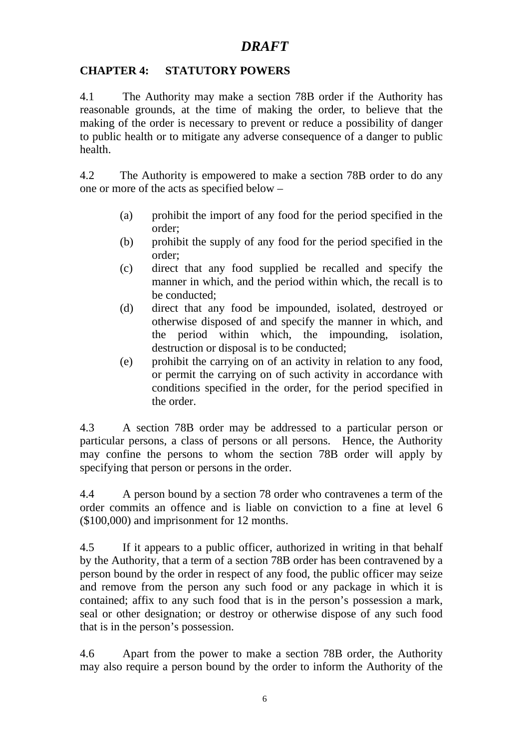*DRAFT*

## CHAPTER 4: STATUTORY POWERS

4.1 The Authority may make a section 78B order if the Authority has reasonable grounds, at the time of making the order, to believe that the making of the order is necessary to prevent or reduce a possibility of danger to public health or to mitigate any adverse consequence of a danger to public health.

4.2 The Authority is empowered to make a section 78B order to do any one or more of the acts as specified below –

(a) prohibit the import of any food for the period specified in the order;
(b) prohibit the supply of any food for the period specified in the order;
(c) direct that any food supplied be recalled and specify the manner in which, and the period within which, the recall is to be conducted;
(d) direct that any food be impounded, isolated, destroyed or otherwise disposed of and specify the manner in which, and the period within which, the impounding, isolation, destruction or disposal is to be conducted;
(e) prohibit the carrying on of an activity in relation to any food, or permit the carrying on of such activity in accordance with conditions specified in the order, for the period specified in the order.

4.3 A section 78B order may be addressed to a particular person or particular persons, a class of persons or all persons. Hence, the Authority may confine the persons to whom the section 78B order will apply by specifying that person or persons in the order.

4.4 A person bound by a section 78 order who contravenes a term of the order commits an offence and is liable on conviction to a fine at level 6 ($100,000) and imprisonment for 12 months.

4.5 If it appears to a public officer, authorized in writing in that behalf by the Authority, that a term of a section 78B order has been contravened by a person bound by the order in respect of any food, the public officer may seize and remove from the person any such food or any package in which it is contained; affix to any such food that is in the person's possession a mark, seal or other designation; or destroy or otherwise dispose of any such food that is in the person's possession.

4.6 Apart from the power to make a section 78B order, the Authority may also require a person bound by the order to inform the Authority of the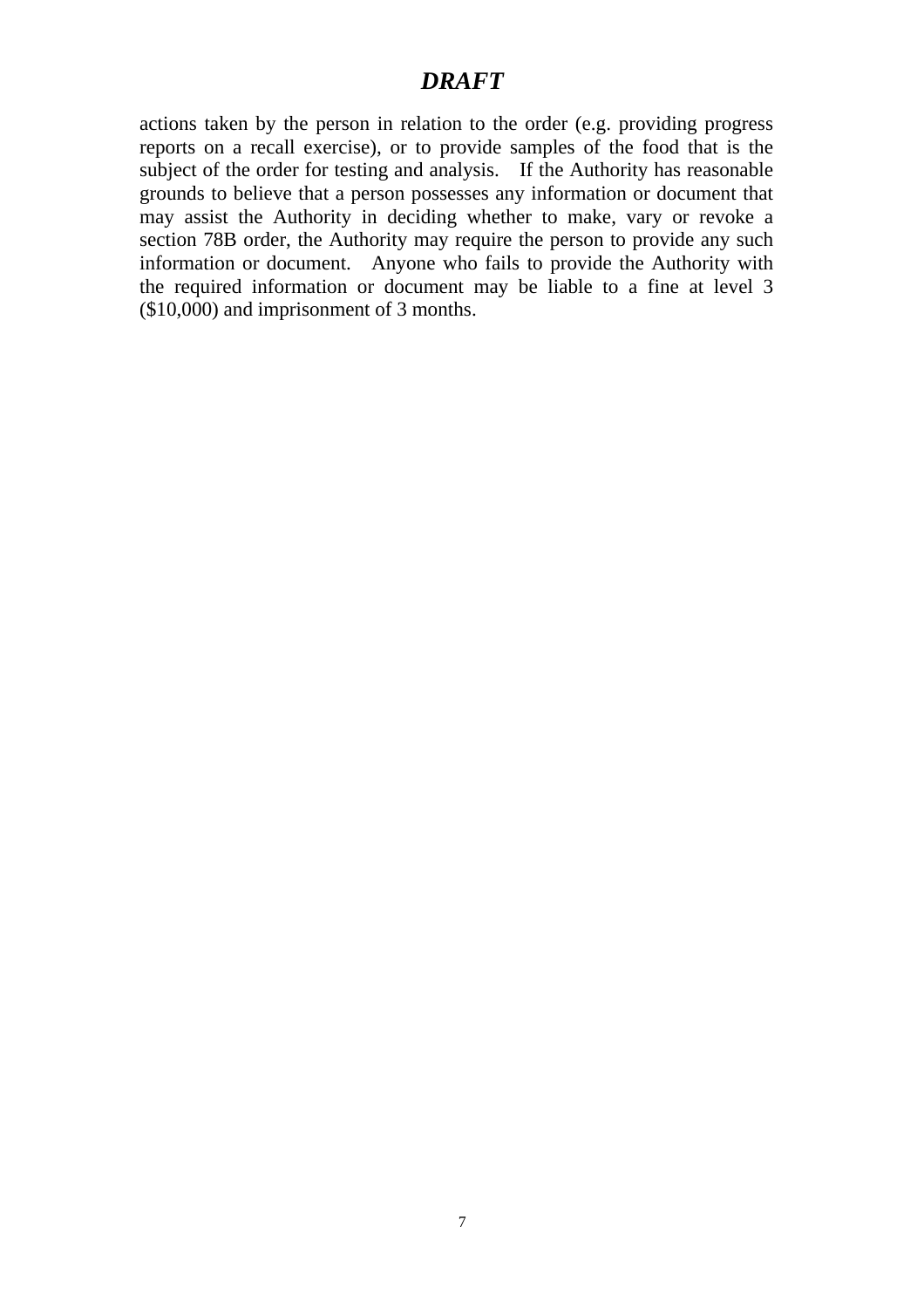actions taken by the person in relation to the order (e.g. providing progress reports on a recall exercise), or to provide samples of the food that is the subject of the order for testing and analysis. If the Authority has reasonable grounds to believe that a person possesses any information or document that may assist the Authority in deciding whether to make, vary or revoke a section 78B order, the Authority may require the person to provide any such information or document. Anyone who fails to provide the Authority with the required information or document may be liable to a fine at level 3 ($10,000) and imprisonment of 3 months.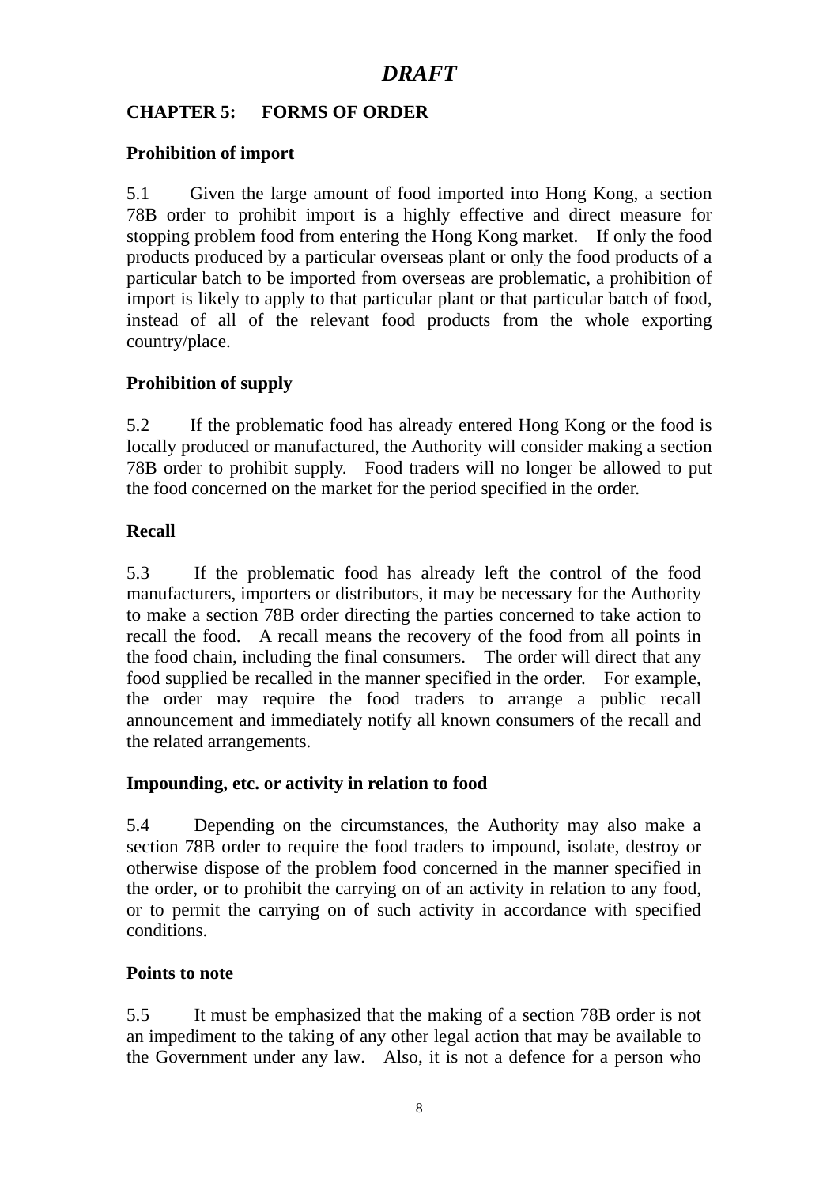*DRAFT*

## CHAPTER 5: FORMS OF ORDER

**Prohibition of import**

5.1 Given the large amount of food imported into Hong Kong, a section 78B order to prohibit import is a highly effective and direct measure for stopping problem food from entering the Hong Kong market. If only the food products produced by a particular overseas plant or only the food products of a particular batch to be imported from overseas are problematic, a prohibition of import is likely to apply to that particular plant or that particular batch of food, instead of all of the relevant food products from the whole exporting country/place.

**Prohibition of supply**

5.2 If the problematic food has already entered Hong Kong or the food is locally produced or manufactured, the Authority will consider making a section 78B order to prohibit supply. Food traders will no longer be allowed to put the food concerned on the market for the period specified in the order.

**Recall**

5.3 If the problematic food has already left the control of the food manufacturers, importers or distributors, it may be necessary for the Authority to make a section 78B order directing the parties concerned to take action to recall the food. A recall means the recovery of the food from all points in the food chain, including the final consumers. The order will direct that any food supplied be recalled in the manner specified in the order. For example, the order may require the food traders to arrange a public recall announcement and immediately notify all known consumers of the recall and the related arrangements.

**Impounding, etc. or activity in relation to food**

5.4 Depending on the circumstances, the Authority may also make a section 78B order to require the food traders to impound, isolate, destroy or otherwise dispose of the problem food concerned in the manner specified in the order, or to prohibit the carrying on of an activity in relation to any food, or to permit the carrying on of such activity in accordance with specified conditions.

**Points to note**

5.5 It must be emphasized that the making of a section 78B order is not an impediment to the taking of any other legal action that may be available to the Government under any law. Also, it is not a defence for a person who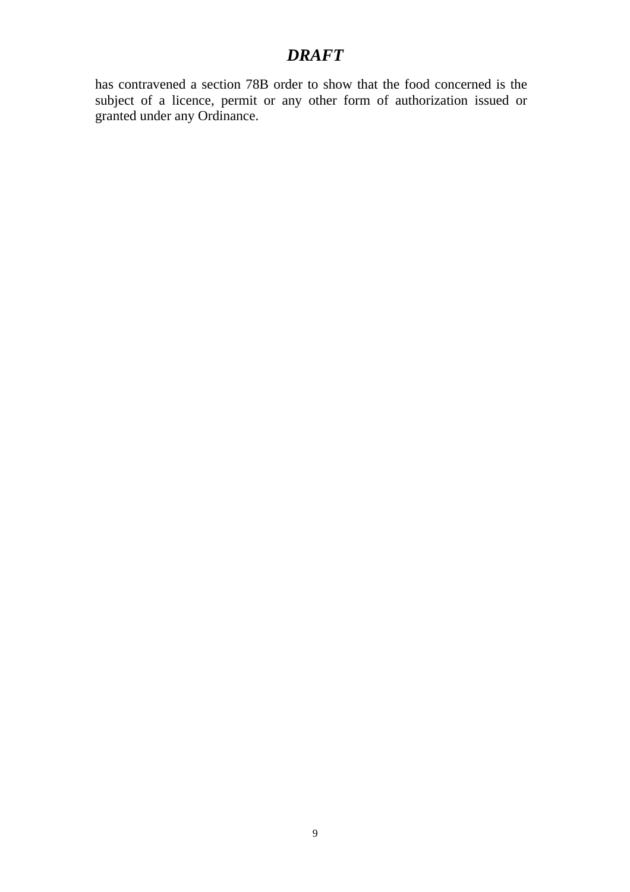has contravened a section 78B order to show that the food concerned is the subject of a licence, permit or any other form of authorization issued or granted under any Ordinance.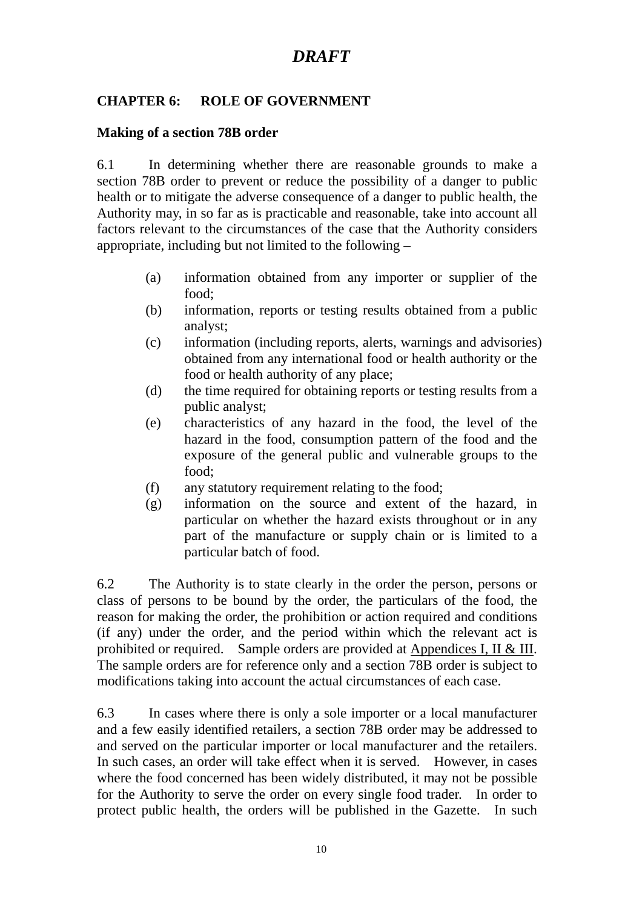*DRAFT*

## CHAPTER 6: ROLE OF GOVERNMENT

### Making of a section 78B order

6.1 In determining whether there are reasonable grounds to make a section 78B order to prevent or reduce the possibility of a danger to public health or to mitigate the adverse consequence of a danger to public health, the Authority may, in so far as is practicable and reasonable, take into account all factors relevant to the circumstances of the case that the Authority considers appropriate, including but not limited to the following –

(a) information obtained from any importer or supplier of the food;
(b) information, reports or testing results obtained from a public analyst;
(c) information (including reports, alerts, warnings and advisories) obtained from any international food or health authority or the food or health authority of any place;
(d) the time required for obtaining reports or testing results from a public analyst;
(e) characteristics of any hazard in the food, the level of the hazard in the food, consumption pattern of the food and the exposure of the general public and vulnerable groups to the food;
(f) any statutory requirement relating to the food;
(g) information on the source and extent of the hazard, in particular on whether the hazard exists throughout or in any part of the manufacture or supply chain or is limited to a particular batch of food.

6.2 The Authority is to state clearly in the order the person, persons or class of persons to be bound by the order, the particulars of the food, the reason for making the order, the prohibition or action required and conditions (if any) under the order, and the period within which the relevant act is prohibited or required. Sample orders are provided at Appendices I, II & III. The sample orders are for reference only and a section 78B order is subject to modifications taking into account the actual circumstances of each case.

6.3 In cases where there is only a sole importer or a local manufacturer and a few easily identified retailers, a section 78B order may be addressed to and served on the particular importer or local manufacturer and the retailers. In such cases, an order will take effect when it is served. However, in cases where the food concerned has been widely distributed, it may not be possible for the Authority to serve the order on every single food trader. In order to protect public health, the orders will be published in the Gazette. In such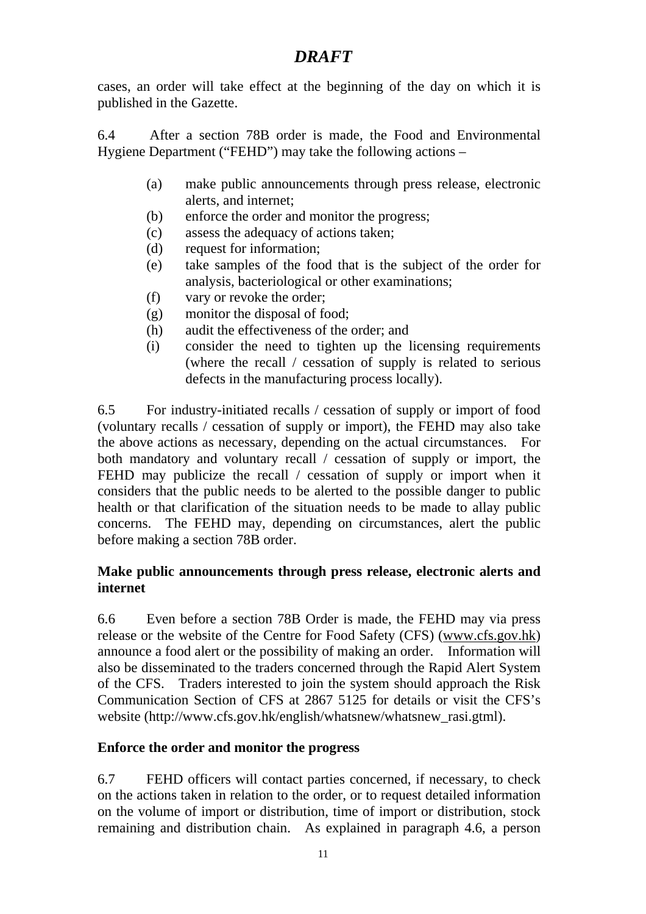cases, an order will take effect at the beginning of the day on which it is published in the Gazette.

6.4 After a section 78B order is made, the Food and Environmental Hygiene Department ("FEHD") may take the following actions –

(a) make public announcements through press release, electronic alerts, and internet;
(b) enforce the order and monitor the progress;
(c) assess the adequacy of actions taken;
(d) request for information;
(e) take samples of the food that is the subject of the order for analysis, bacteriological or other examinations;
(f) vary or revoke the order;
(g) monitor the disposal of food;
(h) audit the effectiveness of the order; and
(i) consider the need to tighten up the licensing requirements (where the recall / cessation of supply is related to serious defects in the manufacturing process locally).

6.5 For industry-initiated recalls / cessation of supply or import of food (voluntary recalls / cessation of supply or import), the FEHD may also take the above actions as necessary, depending on the actual circumstances. For both mandatory and voluntary recall / cessation of supply or import, the FEHD may publicize the recall / cessation of supply or import when it considers that the public needs to be alerted to the possible danger to public health or that clarification of the situation needs to be made to allay public concerns. The FEHD may, depending on circumstances, alert the public before making a section 78B order.

**Make public announcements through press release, electronic alerts and internet**

6.6 Even before a section 78B Order is made, the FEHD may via press release or the website of the Centre for Food Safety (CFS) (www.cfs.gov.hk) announce a food alert or the possibility of making an order. Information will also be disseminated to the traders concerned through the Rapid Alert System of the CFS. Traders interested to join the system should approach the Risk Communication Section of CFS at 2867 5125 for details or visit the CFS's website (http://www.cfs.gov.hk/english/whatsnew/whatsnew_rasi.gtml).

**Enforce the order and monitor the progress**

6.7 FEHD officers will contact parties concerned, if necessary, to check on the actions taken in relation to the order, or to request detailed information on the volume of import or distribution, time of import or distribution, stock remaining and distribution chain. As explained in paragraph 4.6, a person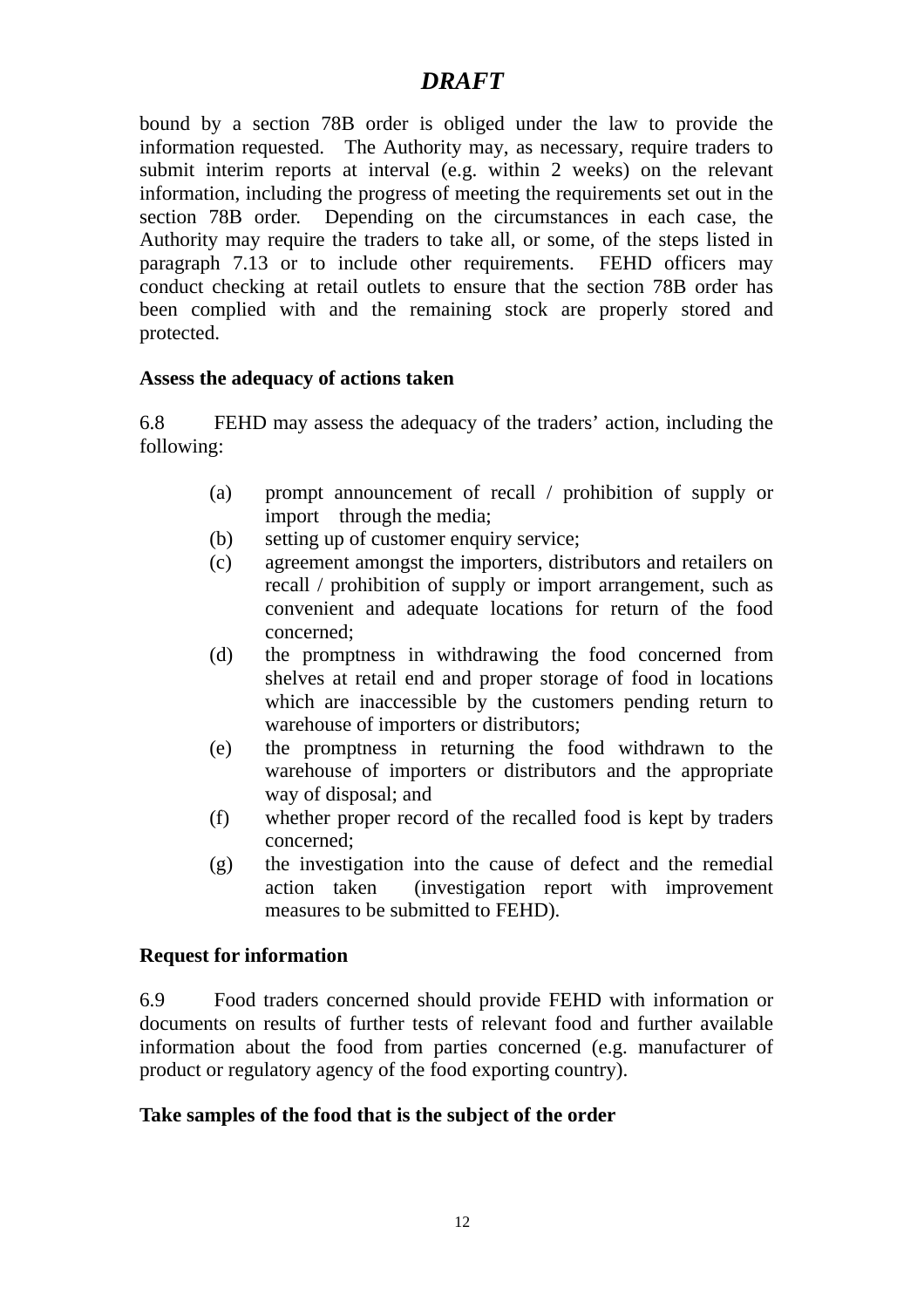*DRAFT*

bound by a section 78B order is obliged under the law to provide the information requested. The Authority may, as necessary, require traders to submit interim reports at interval (e.g. within 2 weeks) on the relevant information, including the progress of meeting the requirements set out in the section 78B order. Depending on the circumstances in each case, the Authority may require the traders to take all, or some, of the steps listed in paragraph 7.13 or to include other requirements. FEHD officers may conduct checking at retail outlets to ensure that the section 78B order has been complied with and the remaining stock are properly stored and protected.

**Assess the adequacy of actions taken**

6.8 FEHD may assess the adequacy of the traders' action, including the following:

(a) prompt announcement of recall / prohibition of supply or import through the media;
(b) setting up of customer enquiry service;
(c) agreement amongst the importers, distributors and retailers on recall / prohibition of supply or import arrangement, such as convenient and adequate locations for return of the food concerned;
(d) the promptness in withdrawing the food concerned from shelves at retail end and proper storage of food in locations which are inaccessible by the customers pending return to warehouse of importers or distributors;
(e) the promptness in returning the food withdrawn to the warehouse of importers or distributors and the appropriate way of disposal; and
(f) whether proper record of the recalled food is kept by traders concerned;
(g) the investigation into the cause of defect and the remedial action taken (investigation report with improvement measures to be submitted to FEHD).

**Request for information**

6.9 Food traders concerned should provide FEHD with information or documents on results of further tests of relevant food and further available information about the food from parties concerned (e.g. manufacturer of product or regulatory agency of the food exporting country).

**Take samples of the food that is the subject of the order**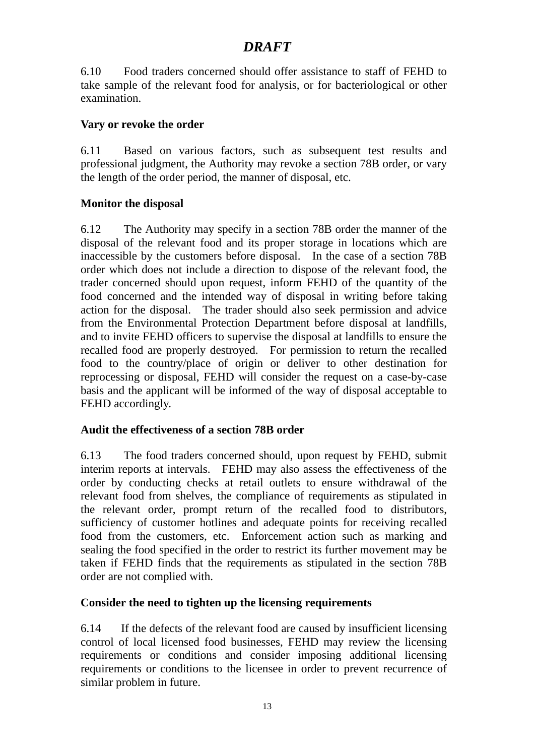6.10 Food traders concerned should offer assistance to staff of FEHD to take sample of the relevant food for analysis, or for bacteriological or other examination.

**Vary or revoke the order**

6.11 Based on various factors, such as subsequent test results and professional judgment, the Authority may revoke a section 78B order, or vary the length of the order period, the manner of disposal, etc.

**Monitor the disposal**

6.12 The Authority may specify in a section 78B order the manner of the disposal of the relevant food and its proper storage in locations which are inaccessible by the customers before disposal. In the case of a section 78B order which does not include a direction to dispose of the relevant food, the trader concerned should upon request, inform FEHD of the quantity of the food concerned and the intended way of disposal in writing before taking action for the disposal. The trader should also seek permission and advice from the Environmental Protection Department before disposal at landfills, and to invite FEHD officers to supervise the disposal at landfills to ensure the recalled food are properly destroyed. For permission to return the recalled food to the country/place of origin or deliver to other destination for reprocessing or disposal, FEHD will consider the request on a case-by-case basis and the applicant will be informed of the way of disposal acceptable to FEHD accordingly.

**Audit the effectiveness of a section 78B order**

6.13 The food traders concerned should, upon request by FEHD, submit interim reports at intervals. FEHD may also assess the effectiveness of the order by conducting checks at retail outlets to ensure withdrawal of the relevant food from shelves, the compliance of requirements as stipulated in the relevant order, prompt return of the recalled food to distributors, sufficiency of customer hotlines and adequate points for receiving recalled food from the customers, etc. Enforcement action such as marking and sealing the food specified in the order to restrict its further movement may be taken if FEHD finds that the requirements as stipulated in the section 78B order are not complied with.

**Consider the need to tighten up the licensing requirements**

6.14 If the defects of the relevant food are caused by insufficient licensing control of local licensed food businesses, FEHD may review the licensing requirements or conditions and consider imposing additional licensing requirements or conditions to the licensee in order to prevent recurrence of similar problem in future.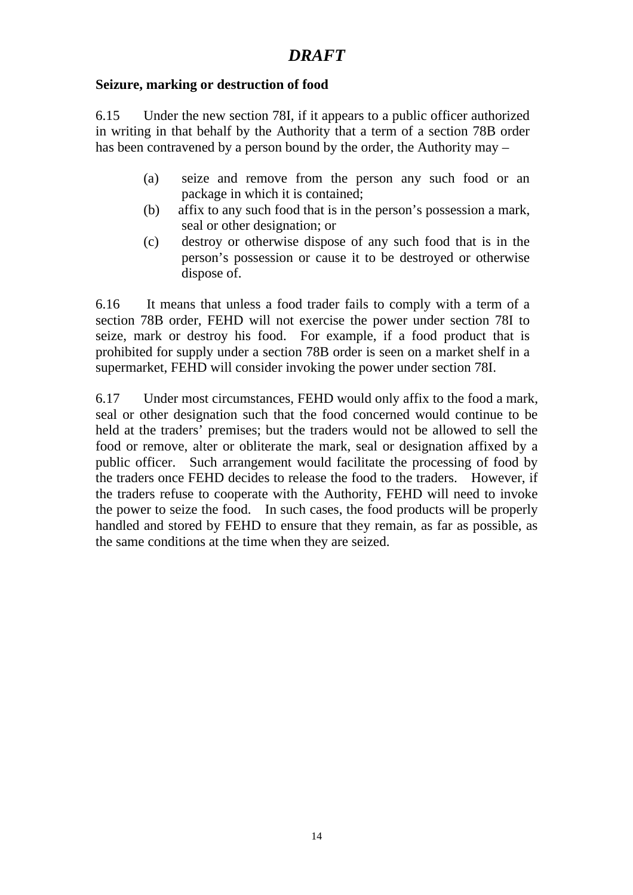*DRAFT*

**Seizure, marking or destruction of food**

6.15 Under the new section 78I, if it appears to a public officer authorized in writing in that behalf by the Authority that a term of a section 78B order has been contravened by a person bound by the order, the Authority may –

(a) seize and remove from the person any such food or an package in which it is contained;
(b) affix to any such food that is in the person's possession a mark, seal or other designation; or
(c) destroy or otherwise dispose of any such food that is in the person's possession or cause it to be destroyed or otherwise dispose of.

6.16 It means that unless a food trader fails to comply with a term of a section 78B order, FEHD will not exercise the power under section 78I to seize, mark or destroy his food. For example, if a food product that is prohibited for supply under a section 78B order is seen on a market shelf in a supermarket, FEHD will consider invoking the power under section 78I.

6.17 Under most circumstances, FEHD would only affix to the food a mark, seal or other designation such that the food concerned would continue to be held at the traders' premises; but the traders would not be allowed to sell the food or remove, alter or obliterate the mark, seal or designation affixed by a public officer. Such arrangement would facilitate the processing of food by the traders once FEHD decides to release the food to the traders. However, if the traders refuse to cooperate with the Authority, FEHD will need to invoke the power to seize the food. In such cases, the food products will be properly handled and stored by FEHD to ensure that they remain, as far as possible, as the same conditions at the time when they are seized.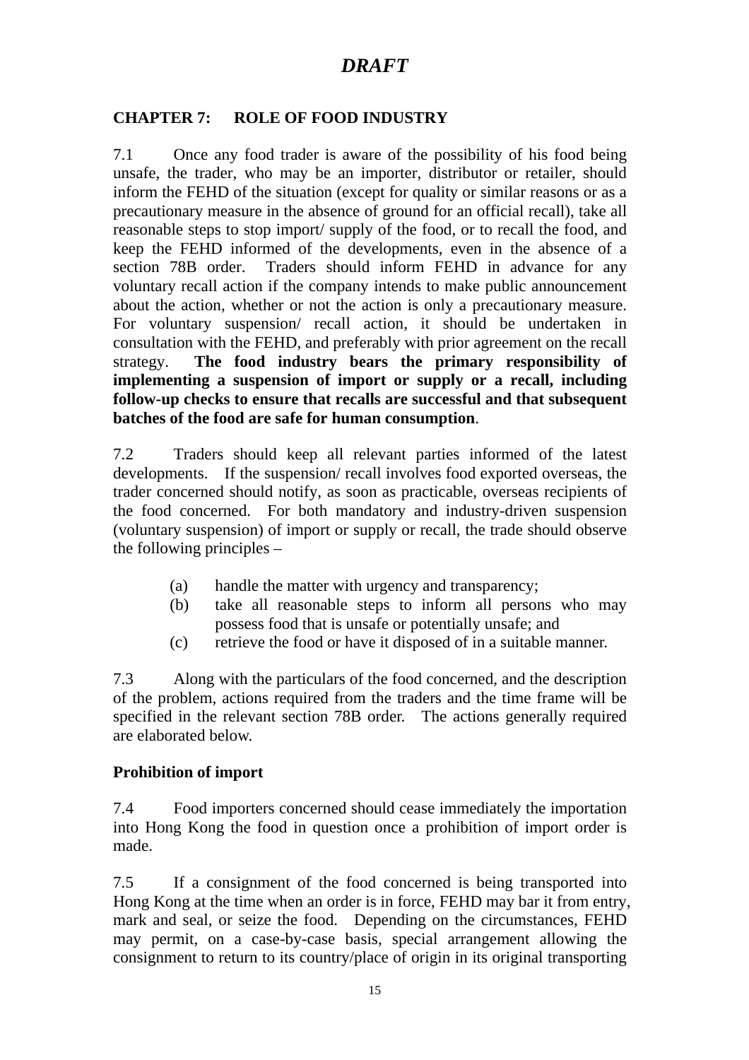*DRAFT*

## CHAPTER 7: ROLE OF FOOD INDUSTRY

7.1 Once any food trader is aware of the possibility of his food being unsafe, the trader, who may be an importer, distributor or retailer, should inform the FEHD of the situation (except for quality or similar reasons or as a precautionary measure in the absence of ground for an official recall), take all reasonable steps to stop import/ supply of the food, or to recall the food, and keep the FEHD informed of the developments, even in the absence of a section 78B order. Traders should inform FEHD in advance for any voluntary recall action if the company intends to make public announcement about the action, whether or not the action is only a precautionary measure. For voluntary suspension/ recall action, it should be undertaken in consultation with the FEHD, and preferably with prior agreement on the recall strategy. **The food industry bears the primary responsibility of implementing a suspension of import or supply or a recall, including follow-up checks to ensure that recalls are successful and that subsequent batches of the food are safe for human consumption**.

7.2 Traders should keep all relevant parties informed of the latest developments. If the suspension/ recall involves food exported overseas, the trader concerned should notify, as soon as practicable, overseas recipients of the food concerned. For both mandatory and industry-driven suspension (voluntary suspension) of import or supply or recall, the trade should observe the following principles –

(a) handle the matter with urgency and transparency;
(b) take all reasonable steps to inform all persons who may possess food that is unsafe or potentially unsafe; and
(c) retrieve the food or have it disposed of in a suitable manner.

7.3 Along with the particulars of the food concerned, and the description of the problem, actions required from the traders and the time frame will be specified in the relevant section 78B order. The actions generally required are elaborated below.

### Prohibition of import

7.4 Food importers concerned should cease immediately the importation into Hong Kong the food in question once a prohibition of import order is made.

7.5 If a consignment of the food concerned is being transported into Hong Kong at the time when an order is in force, FEHD may bar it from entry, mark and seal, or seize the food. Depending on the circumstances, FEHD may permit, on a case-by-case basis, special arrangement allowing the consignment to return to its country/place of origin in its original transporting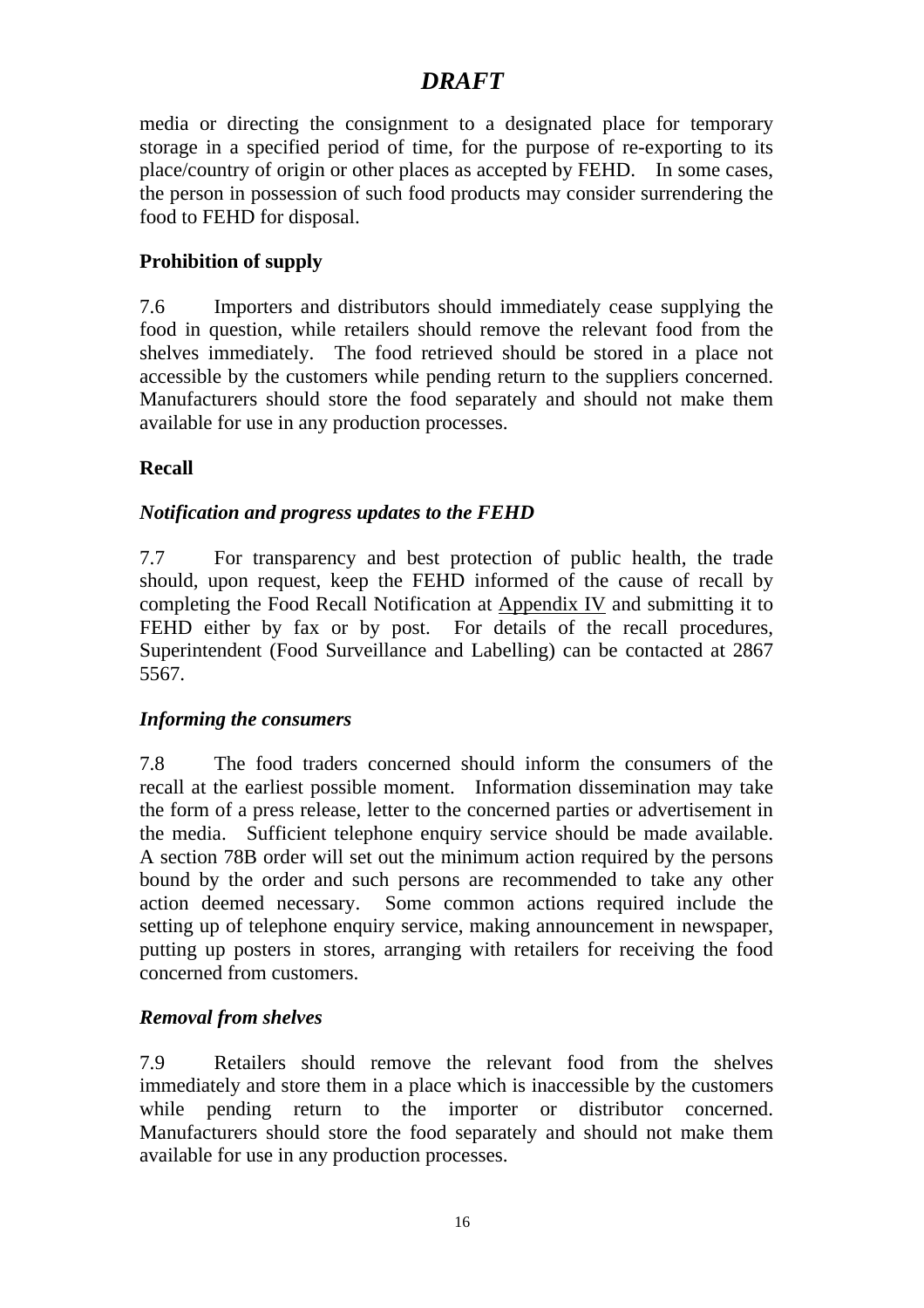media or directing the consignment to a designated place for temporary storage in a specified period of time, for the purpose of re-exporting to its place/country of origin or other places as accepted by FEHD. In some cases, the person in possession of such food products may consider surrendering the food to FEHD for disposal.

**Prohibition of supply**

7.6 Importers and distributors should immediately cease supplying the food in question, while retailers should remove the relevant food from the shelves immediately. The food retrieved should be stored in a place not accessible by the customers while pending return to the suppliers concerned. Manufacturers should store the food separately and should not make them available for use in any production processes.

**Recall**

***Notification and progress updates to the FEHD***

7.7 For transparency and best protection of public health, the trade should, upon request, keep the FEHD informed of the cause of recall by completing the Food Recall Notification at Appendix IV and submitting it to FEHD either by fax or by post. For details of the recall procedures, Superintendent (Food Surveillance and Labelling) can be contacted at 2867 5567.

***Informing the consumers***

7.8 The food traders concerned should inform the consumers of the recall at the earliest possible moment. Information dissemination may take the form of a press release, letter to the concerned parties or advertisement in the media. Sufficient telephone enquiry service should be made available. A section 78B order will set out the minimum action required by the persons bound by the order and such persons are recommended to take any other action deemed necessary. Some common actions required include the setting up of telephone enquiry service, making announcement in newspaper, putting up posters in stores, arranging with retailers for receiving the food concerned from customers.

***Removal from shelves***

7.9 Retailers should remove the relevant food from the shelves immediately and store them in a place which is inaccessible by the customers while pending return to the importer or distributor concerned. Manufacturers should store the food separately and should not make them available for use in any production processes.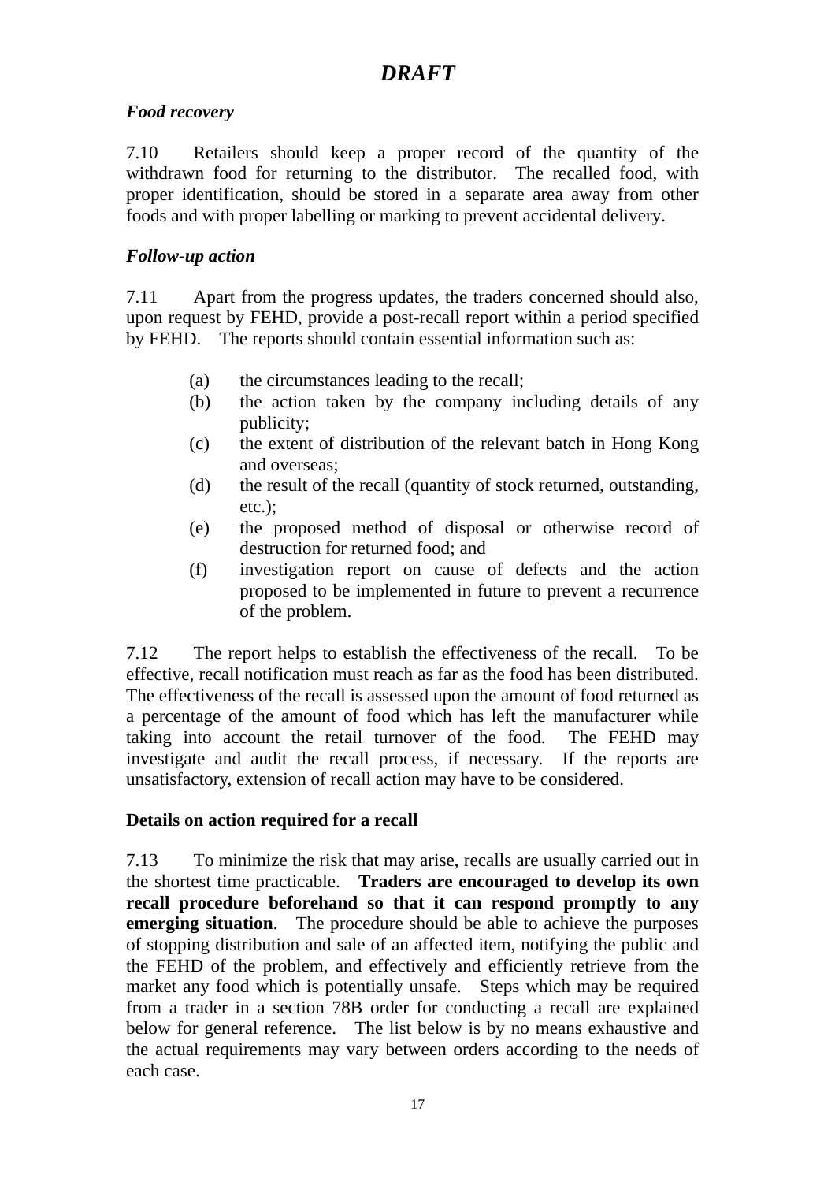*DRAFT*

***Food recovery***

7.10 Retailers should keep a proper record of the quantity of the withdrawn food for returning to the distributor. The recalled food, with proper identification, should be stored in a separate area away from other foods and with proper labelling or marking to prevent accidental delivery.

***Follow-up action***

7.11 Apart from the progress updates, the traders concerned should also, upon request by FEHD, provide a post-recall report within a period specified by FEHD. The reports should contain essential information such as:

(a) the circumstances leading to the recall;
(b) the action taken by the company including details of any publicity;
(c) the extent of distribution of the relevant batch in Hong Kong and overseas;
(d) the result of the recall (quantity of stock returned, outstanding, etc.);
(e) the proposed method of disposal or otherwise record of destruction for returned food; and
(f) investigation report on cause of defects and the action proposed to be implemented in future to prevent a recurrence of the problem.

7.12 The report helps to establish the effectiveness of the recall. To be effective, recall notification must reach as far as the food has been distributed. The effectiveness of the recall is assessed upon the amount of food returned as a percentage of the amount of food which has left the manufacturer while taking into account the retail turnover of the food. The FEHD may investigate and audit the recall process, if necessary. If the reports are unsatisfactory, extension of recall action may have to be considered.

**Details on action required for a recall**

7.13 To minimize the risk that may arise, recalls are usually carried out in the shortest time practicable. **Traders are encouraged to develop its own recall procedure beforehand so that it can respond promptly to any emerging situation**. The procedure should be able to achieve the purposes of stopping distribution and sale of an affected item, notifying the public and the FEHD of the problem, and effectively and efficiently retrieve from the market any food which is potentially unsafe. Steps which may be required from a trader in a section 78B order for conducting a recall are explained below for general reference. The list below is by no means exhaustive and the actual requirements may vary between orders according to the needs of each case.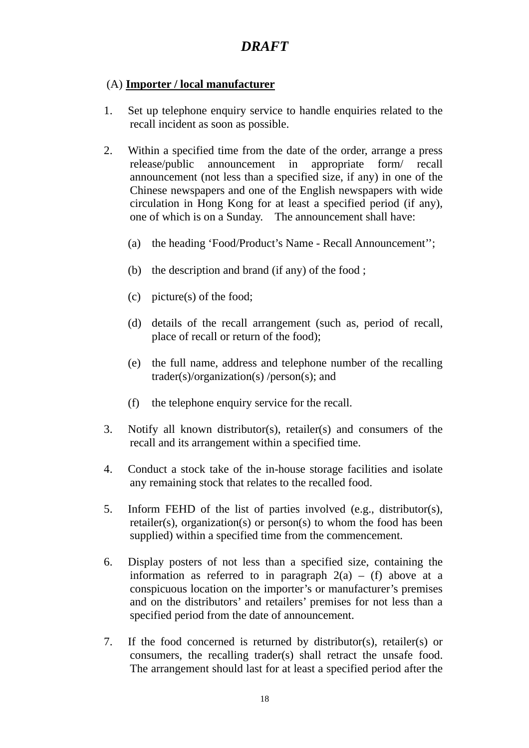***DRAFT***

(A) **Importer / local manufacturer**

1. Set up telephone enquiry service to handle enquiries related to the recall incident as soon as possible.

2. Within a specified time from the date of the order, arrange a press release/public announcement in appropriate form/ recall announcement (not less than a specified size, if any) in one of the Chinese newspapers and one of the English newspapers with wide circulation in Hong Kong for at least a specified period (if any), one of which is on a Sunday.  The announcement shall have:

   (a) the heading 'Food/Product's Name - Recall Announcement'';

   (b) the description and brand (if any) of the food ;

   (c) picture(s) of the food;

   (d) details of the recall arrangement (such as, period of recall, place of recall or return of the food);

   (e) the full name, address and telephone number of the recalling trader(s)/organization(s) /person(s); and

   (f) the telephone enquiry service for the recall.

3. Notify all known distributor(s), retailer(s) and consumers of the recall and its arrangement within a specified time.

4. Conduct a stock take of the in-house storage facilities and isolate any remaining stock that relates to the recalled food.

5. Inform FEHD of the list of parties involved (e.g., distributor(s), retailer(s), organization(s) or person(s) to whom the food has been supplied) within a specified time from the commencement.

6. Display posters of not less than a specified size, containing the information as referred to in paragraph 2(a) – (f) above at a conspicuous location on the importer's or manufacturer's premises and on the distributors' and retailers' premises for not less than a specified period from the date of announcement.

7. If the food concerned is returned by distributor(s), retailer(s) or consumers, the recalling trader(s) shall retract the unsafe food. The arrangement should last for at least a specified period after the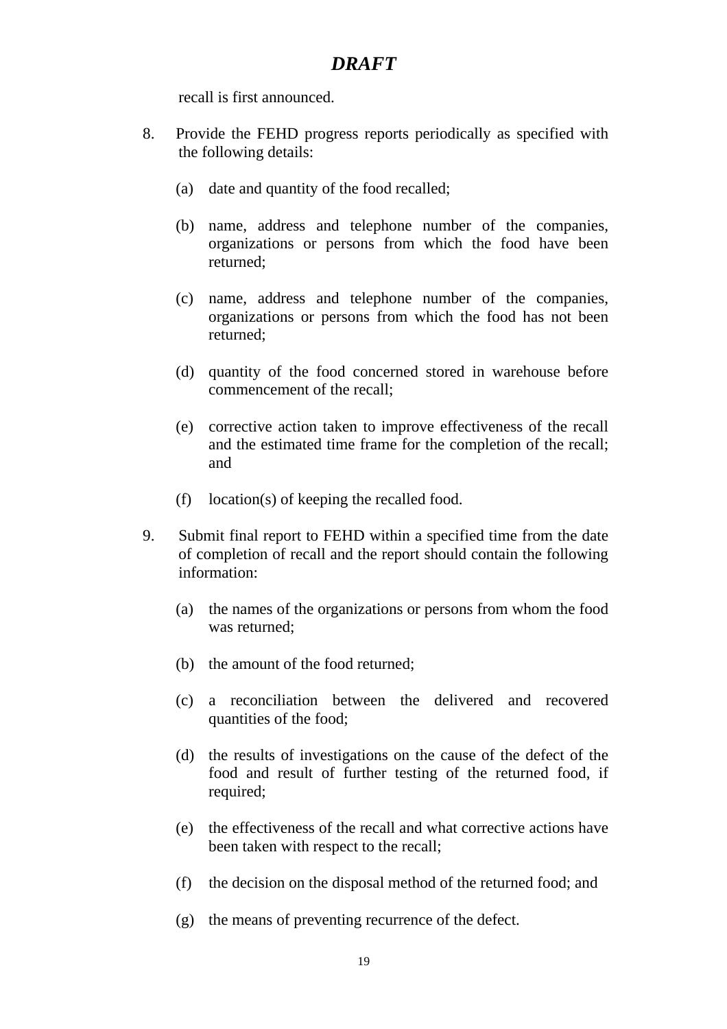***DRAFT***

recall is first announced.

8. Provide the FEHD progress reports periodically as specified with the following details:

   (a) date and quantity of the food recalled;

   (b) name, address and telephone number of the companies, organizations or persons from which the food have been returned;

   (c) name, address and telephone number of the companies, organizations or persons from which the food has not been returned;

   (d) quantity of the food concerned stored in warehouse before commencement of the recall;

   (e) corrective action taken to improve effectiveness of the recall and the estimated time frame for the completion of the recall; and

   (f) location(s) of keeping the recalled food.

9. Submit final report to FEHD within a specified time from the date of completion of recall and the report should contain the following information:

   (a) the names of the organizations or persons from whom the food was returned;

   (b) the amount of the food returned;

   (c) a reconciliation between the delivered and recovered quantities of the food;

   (d) the results of investigations on the cause of the defect of the food and result of further testing of the returned food, if required;

   (e) the effectiveness of the recall and what corrective actions have been taken with respect to the recall;

   (f) the decision on the disposal method of the returned food; and

   (g) the means of preventing recurrence of the defect.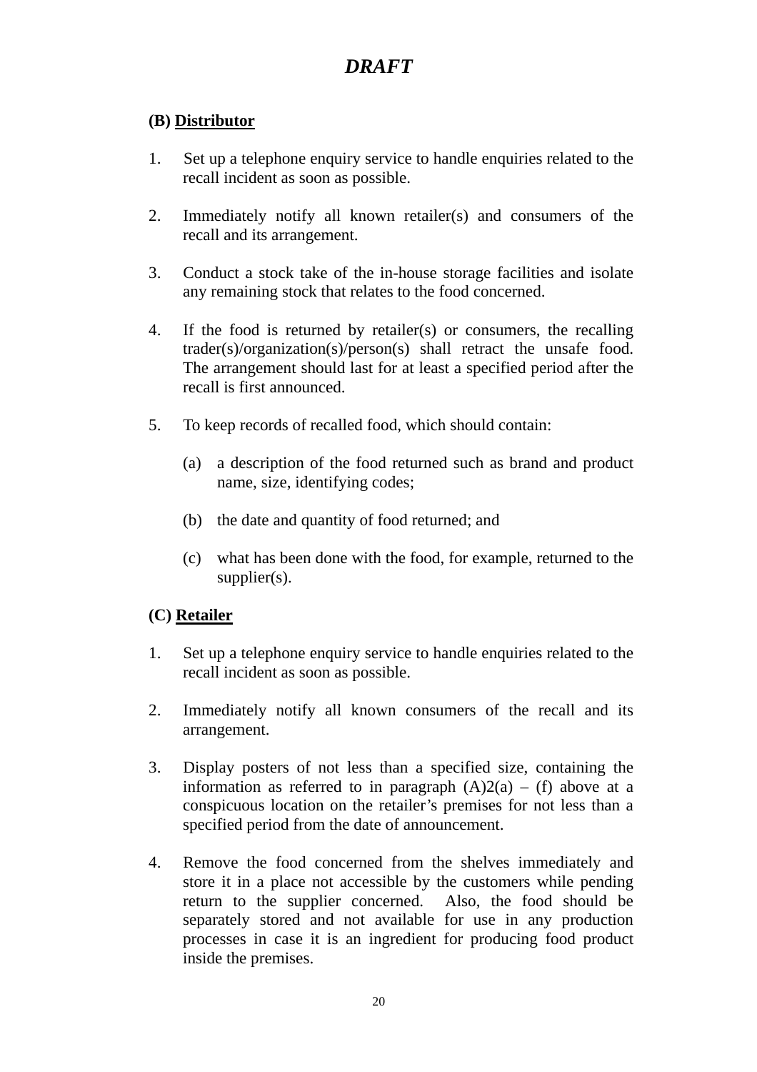*DRAFT*

**(B) Distributor**

1. Set up a telephone enquiry service to handle enquiries related to the recall incident as soon as possible.

2. Immediately notify all known retailer(s) and consumers of the recall and its arrangement.

3. Conduct a stock take of the in-house storage facilities and isolate any remaining stock that relates to the food concerned.

4. If the food is returned by retailer(s) or consumers, the recalling trader(s)/organization(s)/person(s) shall retract the unsafe food. The arrangement should last for at least a specified period after the recall is first announced.

5. To keep records of recalled food, which should contain:

   (a) a description of the food returned such as brand and product name, size, identifying codes;

   (b) the date and quantity of food returned; and

   (c) what has been done with the food, for example, returned to the supplier(s).

**(C) Retailer**

1. Set up a telephone enquiry service to handle enquiries related to the recall incident as soon as possible.

2. Immediately notify all known consumers of the recall and its arrangement.

3. Display posters of not less than a specified size, containing the information as referred to in paragraph (A)2(a) – (f) above at a conspicuous location on the retailer's premises for not less than a specified period from the date of announcement.

4. Remove the food concerned from the shelves immediately and store it in a place not accessible by the customers while pending return to the supplier concerned. Also, the food should be separately stored and not available for use in any production processes in case it is an ingredient for producing food product inside the premises.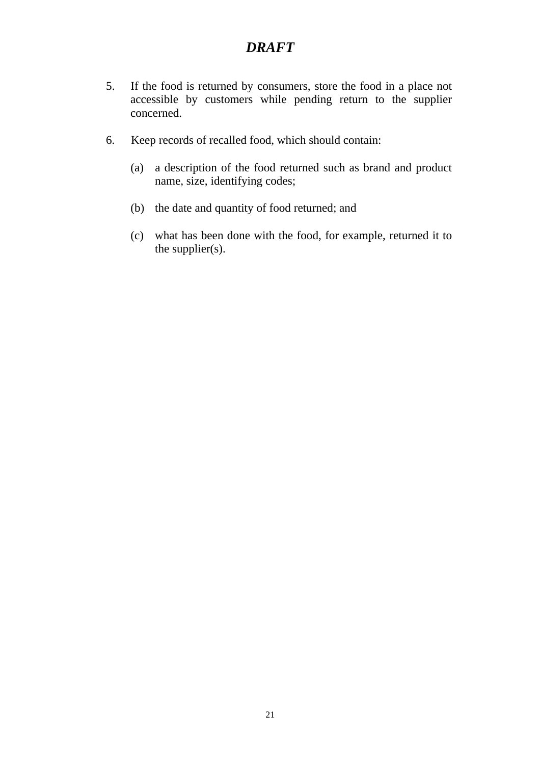*DRAFT*

5. If the food is returned by consumers, store the food in a place not accessible by customers while pending return to the supplier concerned.

6. Keep records of recalled food, which should contain:

   (a) a description of the food returned such as brand and product name, size, identifying codes;

   (b) the date and quantity of food returned; and

   (c) what has been done with the food, for example, returned it to the supplier(s).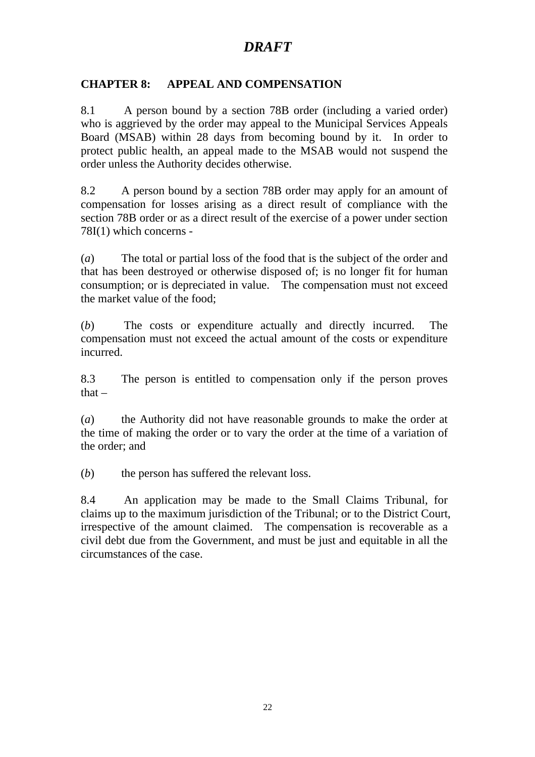*DRAFT*

## CHAPTER 8: APPEAL AND COMPENSATION

8.1 A person bound by a section 78B order (including a varied order) who is aggrieved by the order may appeal to the Municipal Services Appeals Board (MSAB) within 28 days from becoming bound by it. In order to protect public health, an appeal made to the MSAB would not suspend the order unless the Authority decides otherwise.

8.2 A person bound by a section 78B order may apply for an amount of compensation for losses arising as a direct result of compliance with the section 78B order or as a direct result of the exercise of a power under section 78I(1) which concerns -

(*a*) The total or partial loss of the food that is the subject of the order and that has been destroyed or otherwise disposed of; is no longer fit for human consumption; or is depreciated in value. The compensation must not exceed the market value of the food;

(*b*) The costs or expenditure actually and directly incurred. The compensation must not exceed the actual amount of the costs or expenditure incurred.

8.3 The person is entitled to compensation only if the person proves that –

(*a*) the Authority did not have reasonable grounds to make the order at the time of making the order or to vary the order at the time of a variation of the order; and

(*b*) the person has suffered the relevant loss.

8.4 An application may be made to the Small Claims Tribunal, for claims up to the maximum jurisdiction of the Tribunal; or to the District Court, irrespective of the amount claimed. The compensation is recoverable as a civil debt due from the Government, and must be just and equitable in all the circumstances of the case.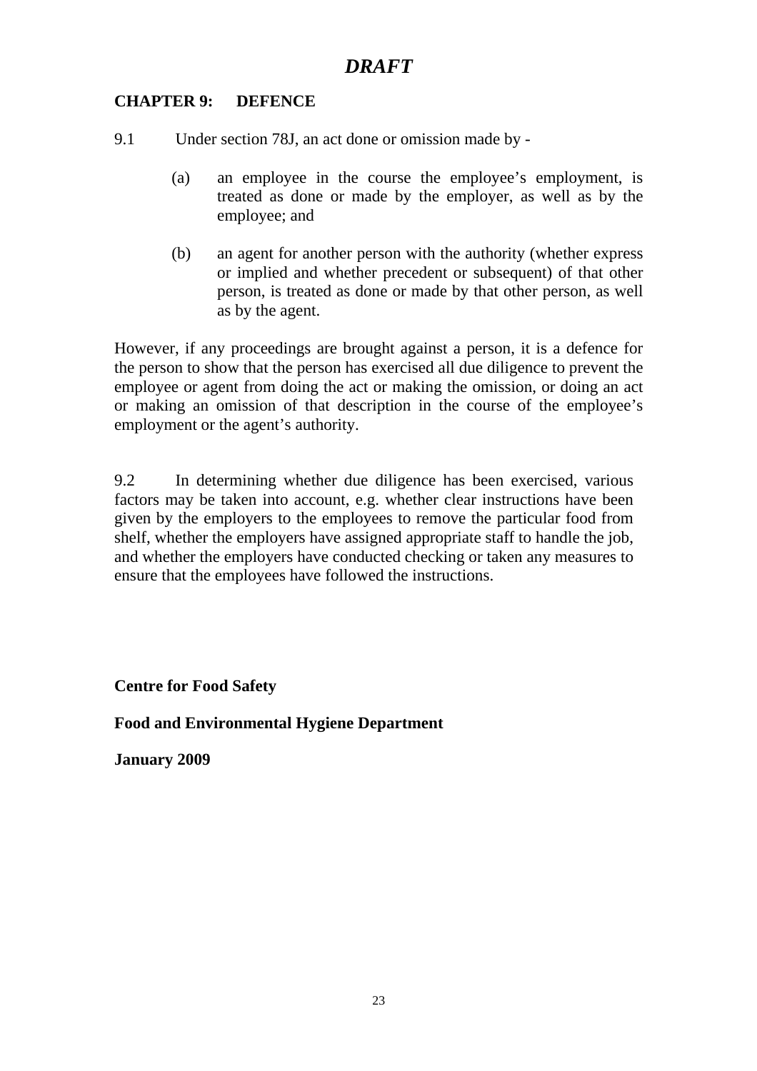*DRAFT*

## CHAPTER 9: DEFENCE

9.1 Under section 78J, an act done or omission made by -

(a) an employee in the course the employee's employment, is treated as done or made by the employer, as well as by the employee; and

(b) an agent for another person with the authority (whether express or implied and whether precedent or subsequent) of that other person, is treated as done or made by that other person, as well as by the agent.

However, if any proceedings are brought against a person, it is a defence for the person to show that the person has exercised all due diligence to prevent the employee or agent from doing the act or making the omission, or doing an act or making an omission of that description in the course of the employee's employment or the agent's authority.

9.2 In determining whether due diligence has been exercised, various factors may be taken into account, e.g. whether clear instructions have been given by the employers to the employees to remove the particular food from shelf, whether the employers have assigned appropriate staff to handle the job, and whether the employers have conducted checking or taken any measures to ensure that the employees have followed the instructions.

**Centre for Food Safety**

**Food and Environmental Hygiene Department**

**January 2009**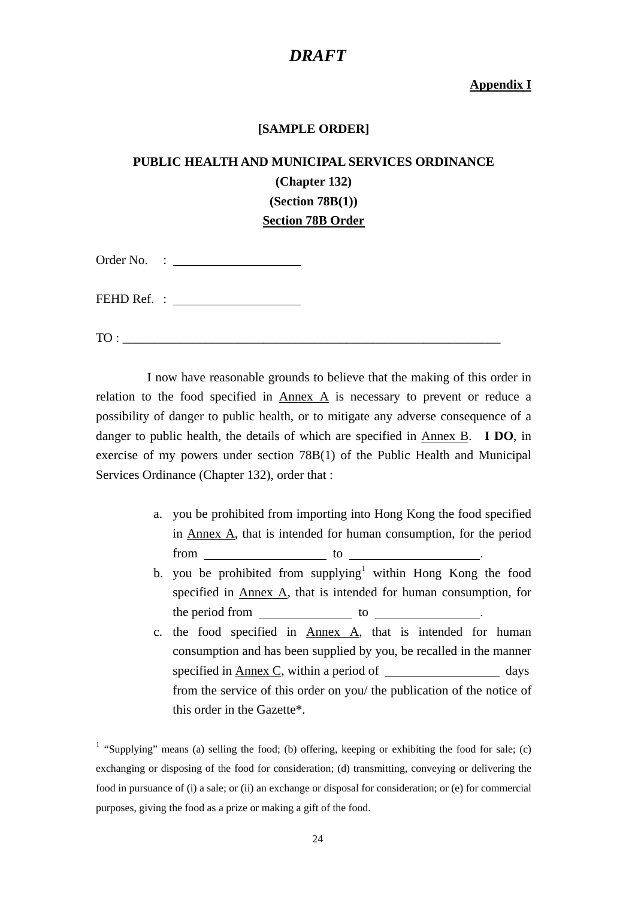# *DRAFT*

**Appendix I**

**[SAMPLE ORDER]**

**PUBLIC HEALTH AND MUNICIPAL SERVICES ORDINANCE**
**(Chapter 132)**
**(Section 78B(1))**
**Section 78B Order**

Order No. : ____________________

FEHD Ref. : ____________________

TO : ____________________________________________________________

I now have reasonable grounds to believe that the making of this order in relation to the food specified in Annex A is necessary to prevent or reduce a possibility of danger to public health, or to mitigate any adverse consequence of a danger to public health, the details of which are specified in Annex B. **I DO**, in exercise of my powers under section 78B(1) of the Public Health and Municipal Services Ordinance (Chapter 132), order that :

a. you be prohibited from importing into Hong Kong the food specified in Annex A, that is intended for human consumption, for the period from ____________________ to ____________________.

b. you be prohibited from supplying[1] within Hong Kong the food specified in Annex A, that is intended for human consumption, for the period from _______________ to _______________.

c. the food specified in Annex A, that is intended for human consumption and has been supplied by you, be recalled in the manner specified in Annex C, within a period of __________________ days from the service of this order on you/ the publication of the notice of this order in the Gazette*.

[1] "Supplying" means (a) selling the food; (b) offering, keeping or exhibiting the food for sale; (c) exchanging or disposing of the food for consideration; (d) transmitting, conveying or delivering the food in pursuance of (i) a sale; or (ii) an exchange or disposal for consideration; or (e) for commercial purposes, giving the food as a prize or making a gift of the food.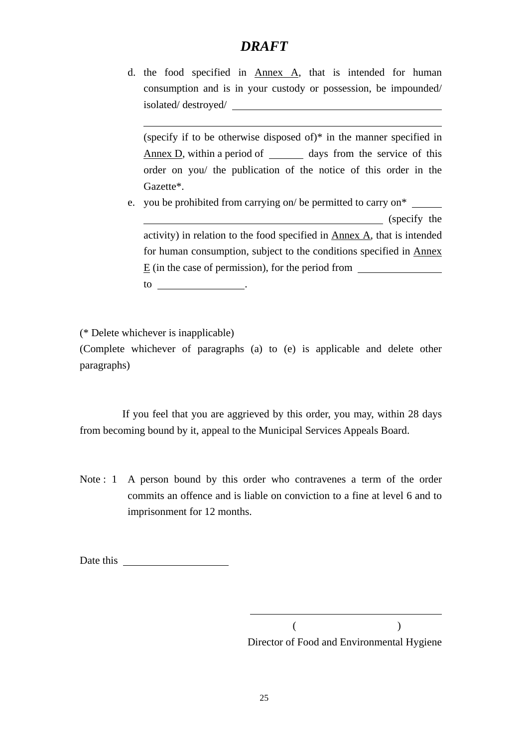***DRAFT***

d. the food specified in Annex A, that is intended for human consumption and is in your custody or possession, be impounded/ isolated/ destroyed/ ____________________________________________

____________________________________________________________

(specify if to be otherwise disposed of)* in the manner specified in Annex D, within a period of _______ days from the service of this order on you/ the publication of the notice of this order in the Gazette*.

e. you be prohibited from carrying on/ be permitted to carry on* ______ ____________________________________________ (specify the activity) in relation to the food specified in Annex A, that is intended for human consumption, subject to the conditions specified in Annex E (in the case of permission), for the period from ________________ to ________________.

(* Delete whichever is inapplicable)
(Complete whichever of paragraphs (a) to (e) is applicable and delete other paragraphs)

If you feel that you are aggrieved by this order, you may, within 28 days from becoming bound by it, appeal to the Municipal Services Appeals Board.

Note : 1 A person bound by this order who contravenes a term of the order commits an offence and is liable on conviction to a fine at level 6 and to imprisonment for 12 months.

Date this ____________________

____________________________________

( )

Director of Food and Environmental Hygiene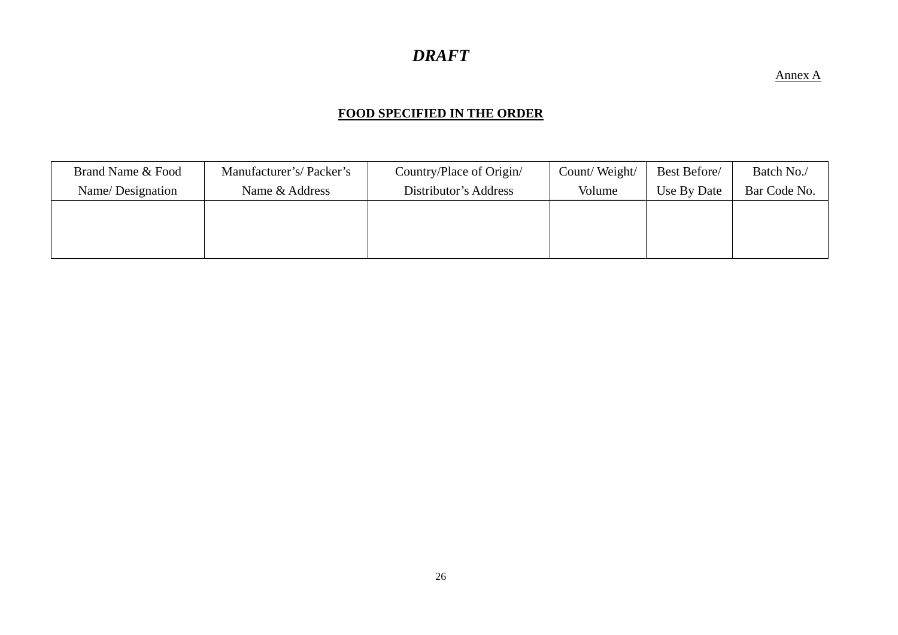***DRAFT***

Annex A

**FOOD SPECIFIED IN THE ORDER**

| Brand Name & Food Name/ Designation | Manufacturer's/ Packer's Name & Address | Country/Place of Origin/ Distributor's Address | Count/ Weight/ Volume | Best Before/ Use By Date | Batch No./ Bar Code No. |
| --- | --- | --- | --- | --- | --- |
| | | | | | |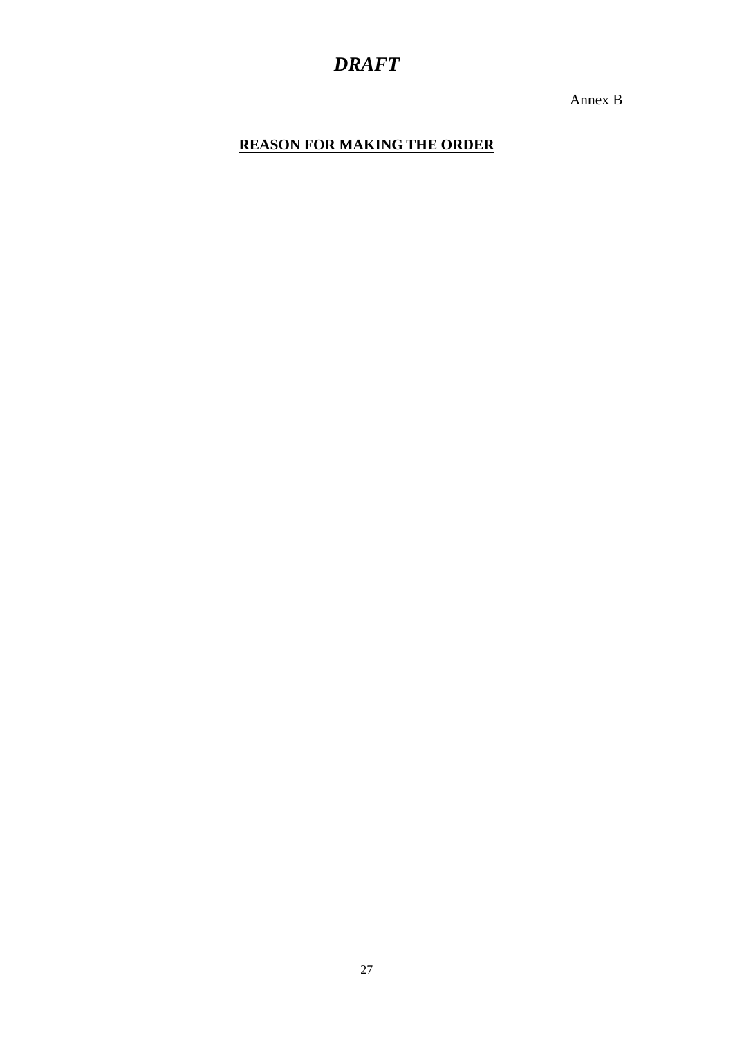*DRAFT*

Annex B

**REASON FOR MAKING THE ORDER**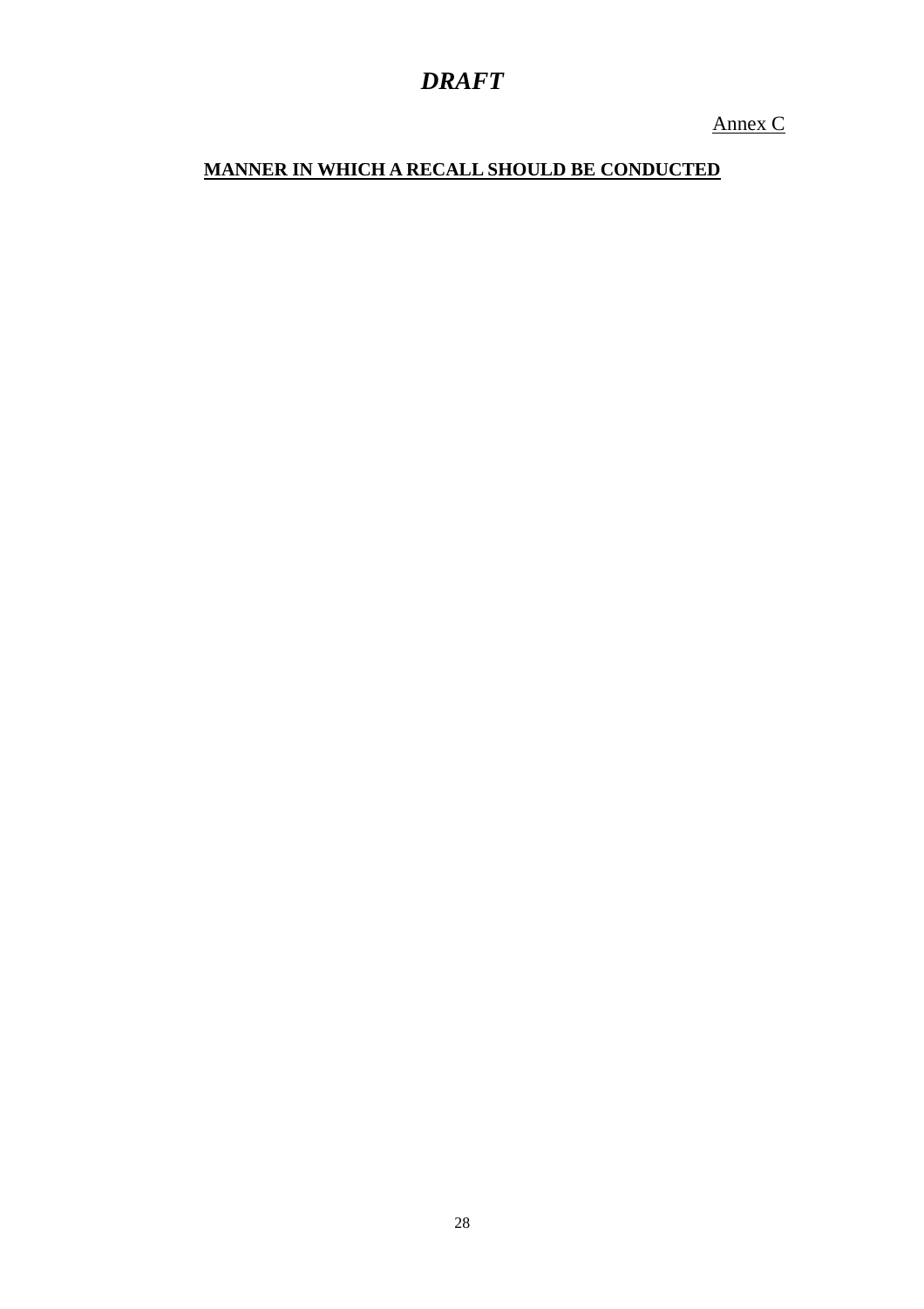*DRAFT*

Annex C

**MANNER IN WHICH A RECALL SHOULD BE CONDUCTED**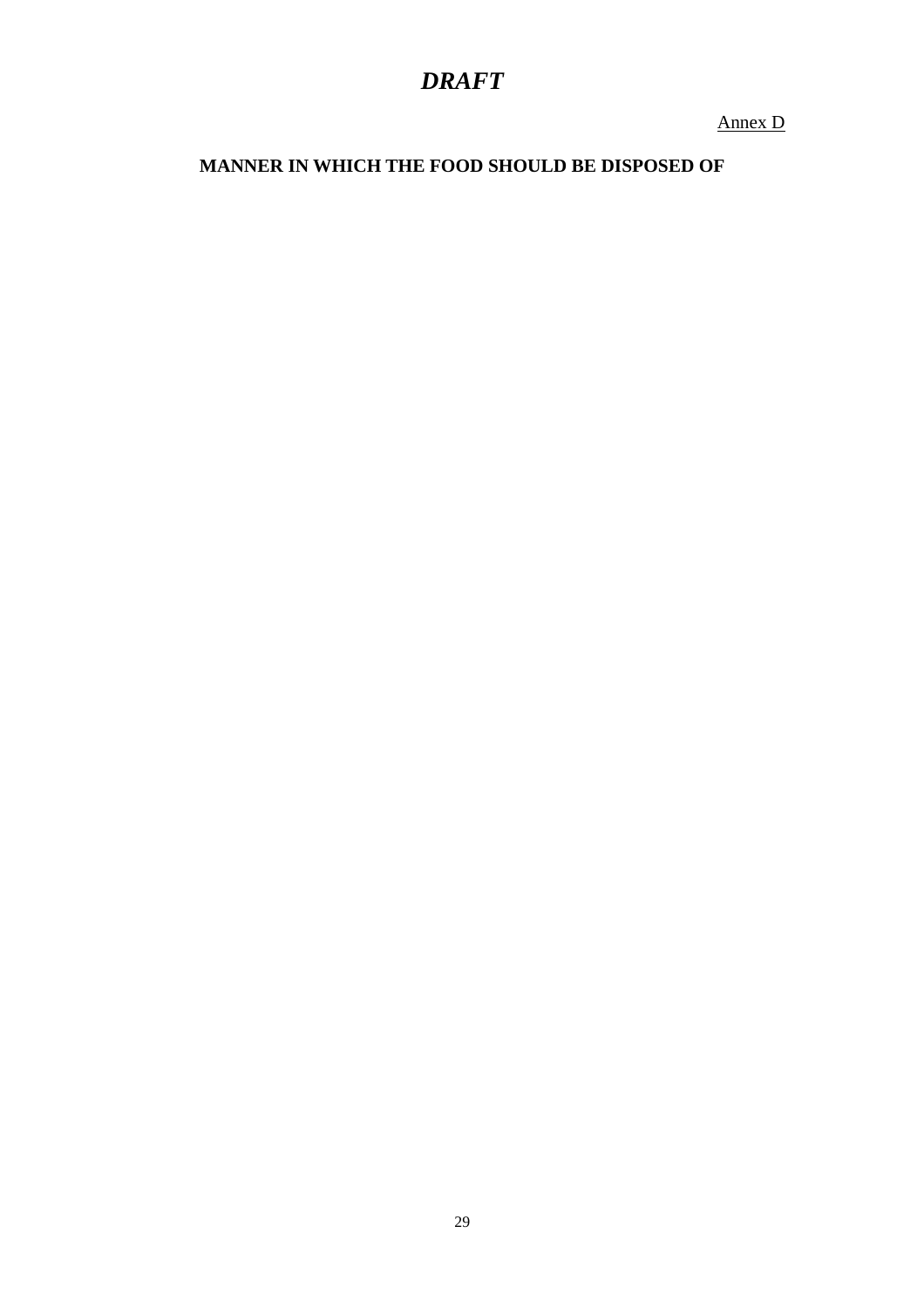*DRAFT*

Annex D

**MANNER IN WHICH THE FOOD SHOULD BE DISPOSED OF**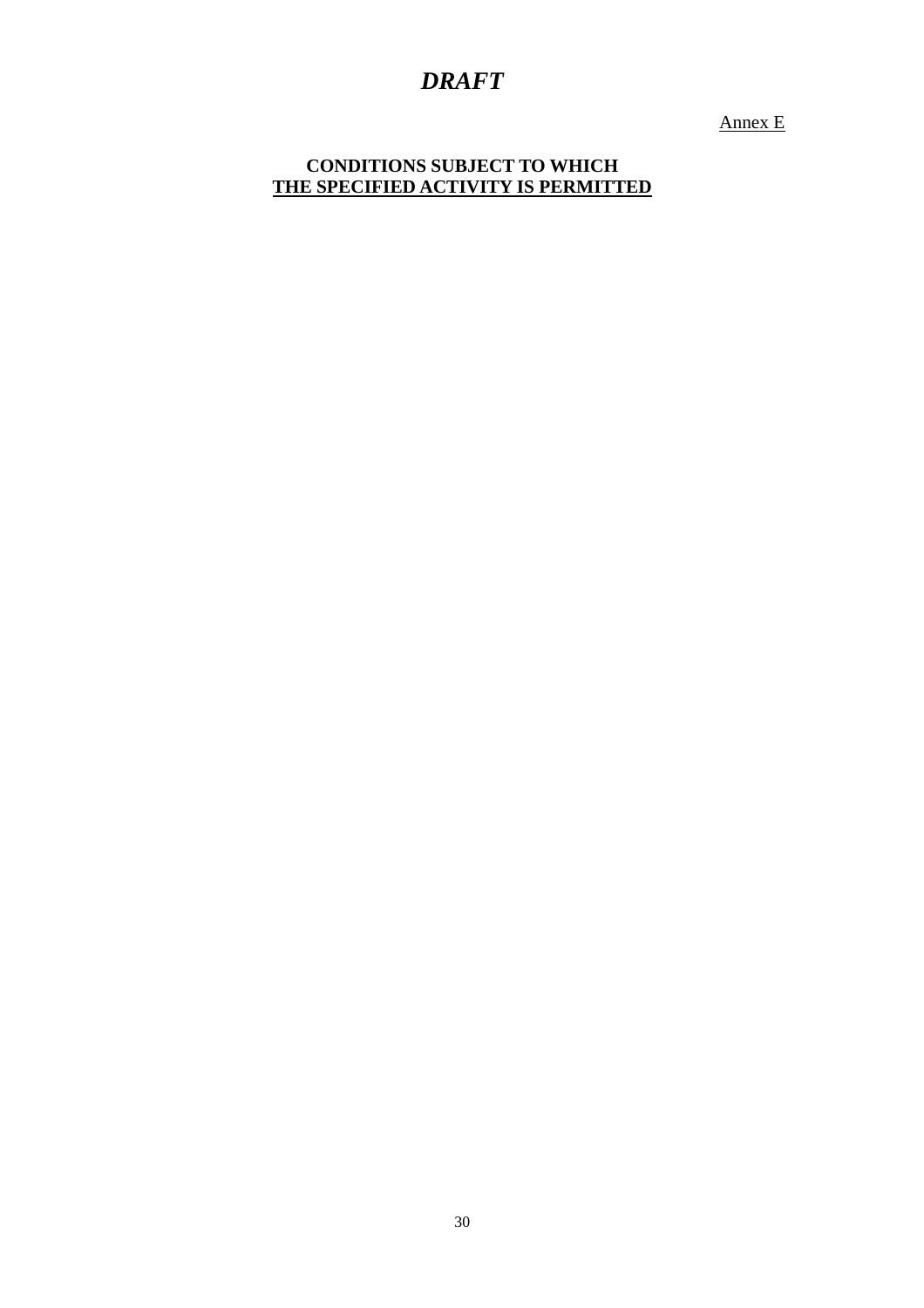*DRAFT*

Annex E

**CONDITIONS SUBJECT TO WHICH**
**THE SPECIFIED ACTIVITY IS PERMITTED**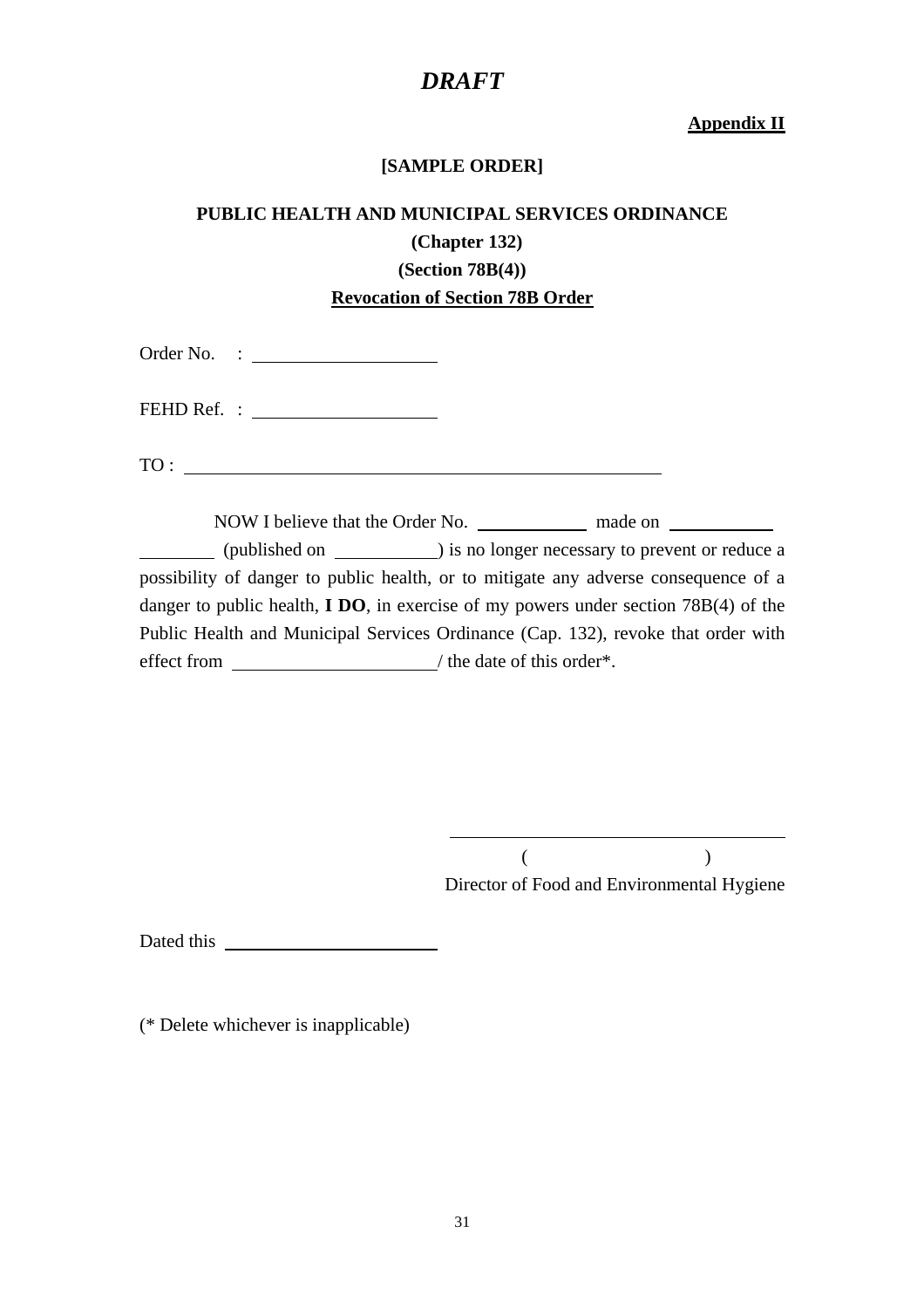# *DRAFT*

**Appendix II**

**[SAMPLE ORDER]**

**PUBLIC HEALTH AND MUNICIPAL SERVICES ORDINANCE**

**(Chapter 132)**

**(Section 78B(4))**

**Revocation of Section 78B Order**

Order No. : ____________________

FEHD Ref. : ____________________

TO : ____________________________________________________

NOW I believe that the Order No. ____________ made on ____________ ________ (published on ___________) is no longer necessary to prevent or reduce a possibility of danger to public health, or to mitigate any adverse consequence of a danger to public health, **I DO**, in exercise of my powers under section 78B(4) of the Public Health and Municipal Services Ordinance (Cap. 132), revoke that order with effect from ______________________/ the date of this order*.

____________________________________

( )

Director of Food and Environmental Hygiene

Dated this ________________________

(* Delete whichever is inapplicable)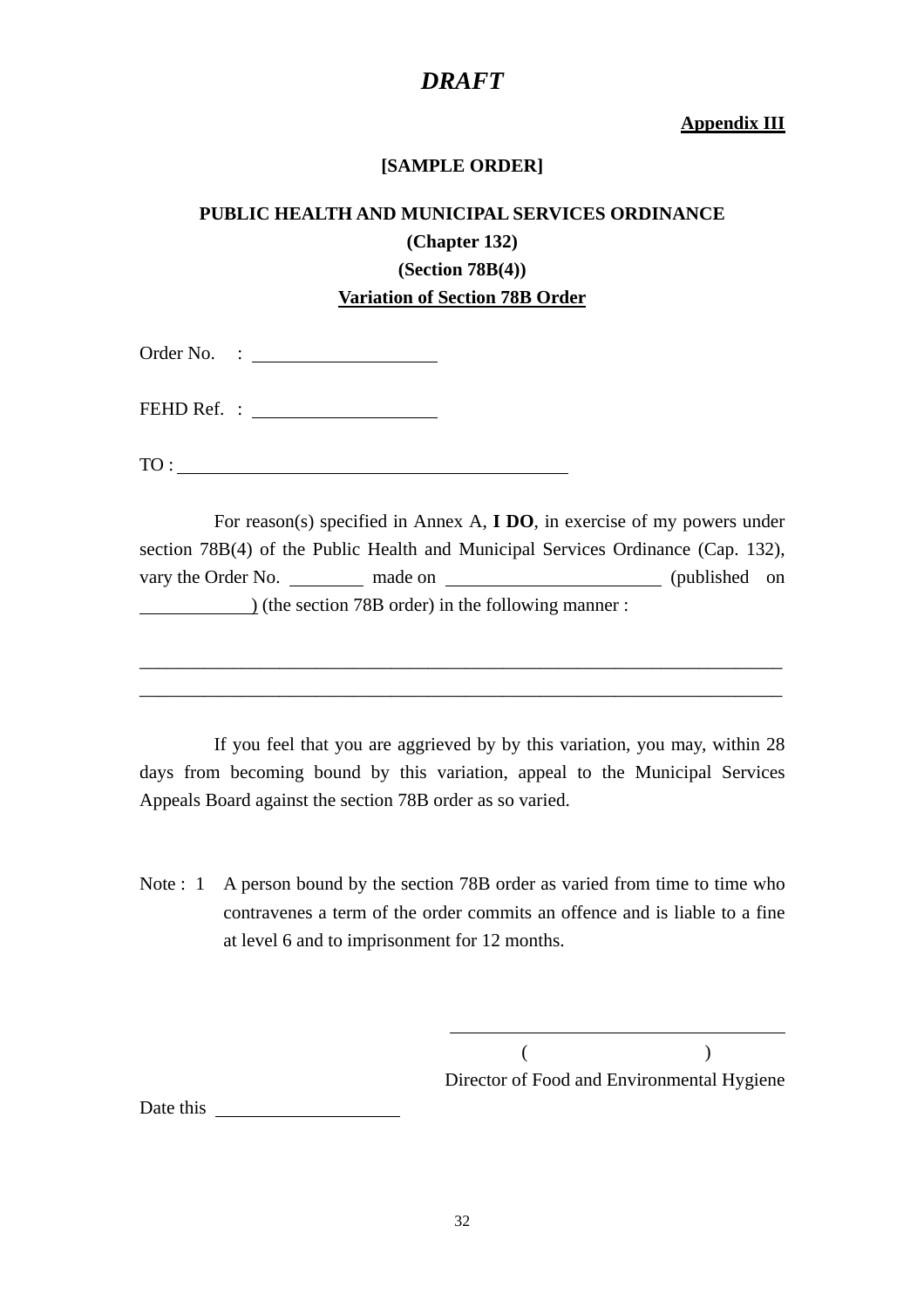***DRAFT***

**<u>Appendix III</u>**

**[SAMPLE ORDER]**

**PUBLIC HEALTH AND MUNICIPAL SERVICES ORDINANCE**
**(Chapter 132)**
**(Section 78B(4))**
**<u>Variation of Section 78B Order</u>**

Order No. : ____________________

FEHD Ref. : ____________________

TO : __________________________________________

For reason(s) specified in Annex A, **I DO**, in exercise of my powers under section 78B(4) of the Public Health and Municipal Services Ordinance (Cap. 132), vary the Order No. ________ made on ______________________ (published on ____________) (the section 78B order) in the following manner :

______________________________________________________________________

______________________________________________________________________

If you feel that you are aggrieved by by this variation, you may, within 28 days from becoming bound by this variation, appeal to the Municipal Services Appeals Board against the section 78B order as so varied.

Note : 1 A person bound by the section 78B order as varied from time to time who contravenes a term of the order commits an offence and is liable to a fine at level 6 and to imprisonment for 12 months.

___________________________________

( )

Director of Food and Environmental Hygiene

Date this ____________________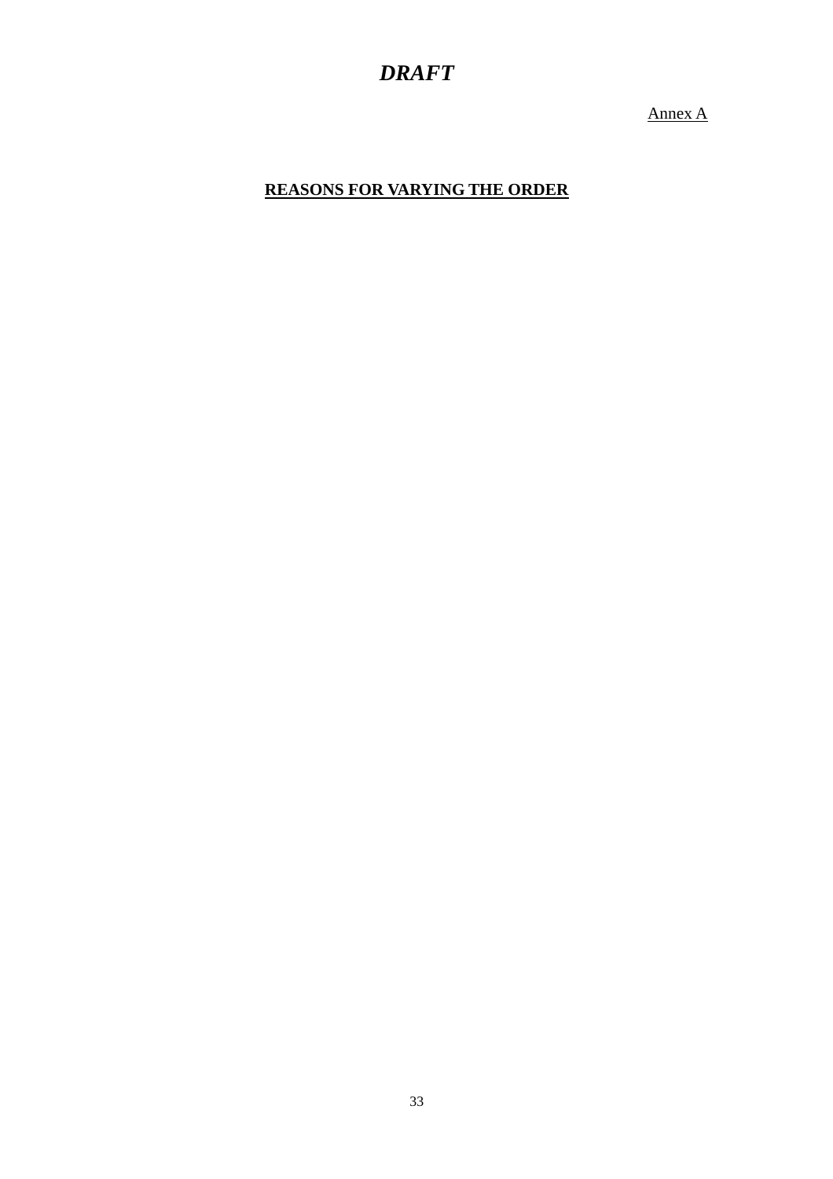*DRAFT*

Annex A

## REASONS FOR VARYING THE ORDER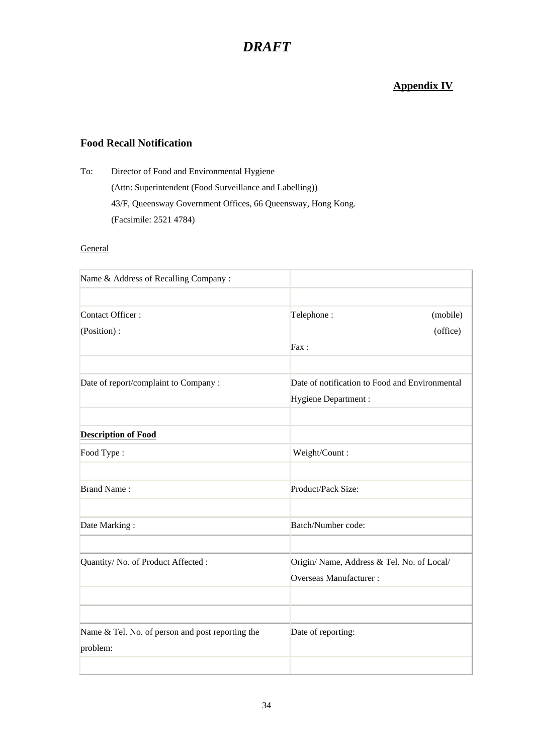# *DRAFT*

**Appendix IV**

### Food Recall Notification

To: Director of Food and Environmental Hygiene
(Attn: Superintendent (Food Surveillance and Labelling))
43/F, Queensway Government Offices, 66 Queensway, Hong Kong.
(Facsimile: 2521 4784)

General

| Name & Address of Recalling Company : | |
|---|---|
| | |
| Contact Officer :<br>(Position) : | Telephone : (mobile)<br>(office)<br>Fax : |
| | |
| Date of report/complaint to Company : | Date of notification to Food and Environmental Hygiene Department : |
| | |
| **Description of Food** | |
| Food Type : | Weight/Count : |
| | |
| Brand Name : | Product/Pack Size: |
| | |
| Date Marking : | Batch/Number code: |
| | |
| Quantity/ No. of Product Affected : | Origin/ Name, Address & Tel. No. of Local/ Overseas Manufacturer : |
| | |
| | |
| Name & Tel. No. of person and post reporting the problem: | Date of reporting: |
| | |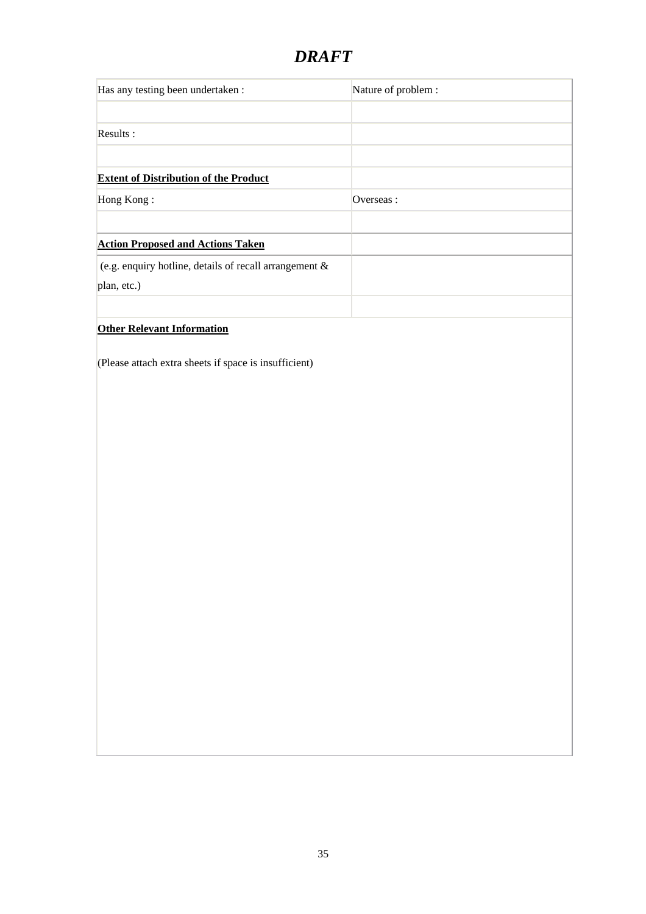# *DRAFT*

| | |
|---|---|
| Has any testing been undertaken : | Nature of problem : |
| | |
| Results : | |
| | |
| **Extent of Distribution of the Product** | |
| Hong Kong : | Overseas : |
| | |
| **Action Proposed and Actions Taken** | |
| (e.g. enquiry hotline, details of recall arrangement & plan, etc.) | |
| | |

**Other Relevant Information**

(Please attach extra sheets if space is insufficient)